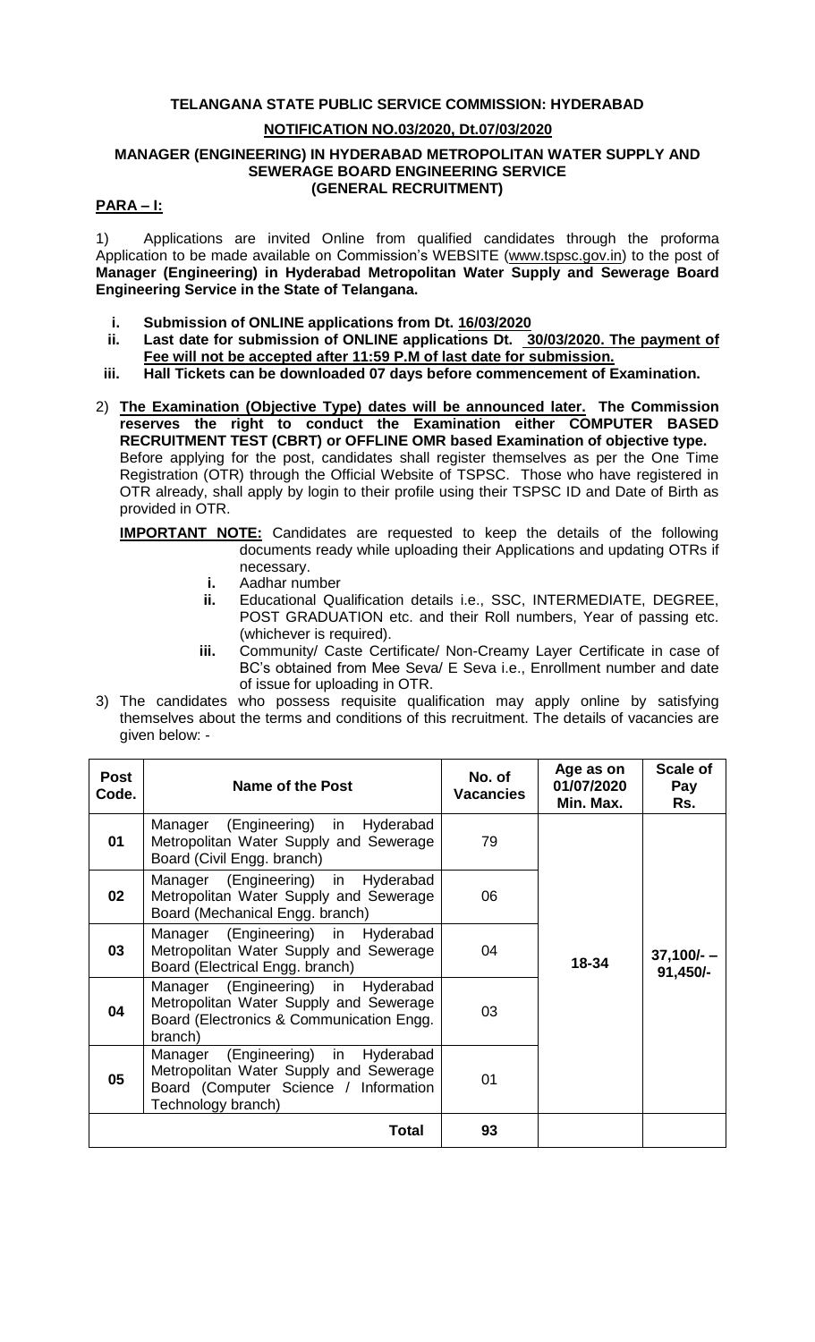**TELANGANA STATE PUBLIC SERVICE COMMISSION: HYDERABAD**

**NOTIFICATION NO.03/2020, Dt.07/03/2020**

**MANAGER (ENGINEERING) IN HYDERABAD METROPOLITAN WATER SUPPLY AND SEWERAGE BOARD ENGINEERING SERVICE (GENERAL RECRUITMENT)**

**PARA – I:**

1) Applications are invited Online from qualified candidates through the proforma Application to be made available on Commission's WEBSITE (www.tspsc.gov.in) to the post of **Manager (Engineering) in Hyderabad Metropolitan Water Supply and Sewerage Board Engineering Service in the State of Telangana.**

   **i. Submission of ONLINE applications from Dt. 16/03/2020**
   
   **ii. Last date for submission of ONLINE applications Dt. 30/03/2020. The payment of Fee will not be accepted after 11:59 P.M of last date for submission.**
   
   **iii. Hall Tickets can be downloaded 07 days before commencement of Examination.**

2) **The Examination (Objective Type) dates will be announced later. The Commission reserves the right to conduct the Examination either COMPUTER BASED RECRUITMENT TEST (CBRT) or OFFLINE OMR based Examination of objective type.** Before applying for the post, candidates shall register themselves as per the One Time Registration (OTR) through the Official Website of TSPSC. Those who have registered in OTR already, shall apply by login to their profile using their TSPSC ID and Date of Birth as provided in OTR.

   **IMPORTANT NOTE:** Candidates are requested to keep the details of the following documents ready while uploading their Applications and updating OTRs if necessary.
   
   **i.** Aadhar number
   
   **ii.** Educational Qualification details i.e., SSC, INTERMEDIATE, DEGREE, POST GRADUATION etc. and their Roll numbers, Year of passing etc. (whichever is required).
   
   **iii.** Community/ Caste Certificate/ Non-Creamy Layer Certificate in case of BC's obtained from Mee Seva/ E Seva i.e., Enrollment number and date of issue for uploading in OTR.

3) The candidates who possess requisite qualification may apply online by satisfying themselves about the terms and conditions of this recruitment. The details of vacancies are given below: -

| Post Code. | Name of the Post | No. of Vacancies | Age as on 01/07/2020 Min. Max. | Scale of Pay Rs. |
|---|---|---|---|---|
| 01 | Manager (Engineering) in Hyderabad Metropolitan Water Supply and Sewerage Board (Civil Engg. branch) | 79 | 18-34 | 37,100/- – 91,450/- |
| 02 | Manager (Engineering) in Hyderabad Metropolitan Water Supply and Sewerage Board (Mechanical Engg. branch) | 06 | | |
| 03 | Manager (Engineering) in Hyderabad Metropolitan Water Supply and Sewerage Board (Electrical Engg. branch) | 04 | | |
| 04 | Manager (Engineering) in Hyderabad Metropolitan Water Supply and Sewerage Board (Electronics & Communication Engg. branch) | 03 | | |
| 05 | Manager (Engineering) in Hyderabad Metropolitan Water Supply and Sewerage Board (Computer Science / Information Technology branch) | 01 | | |
| | **Total** | **93** | | |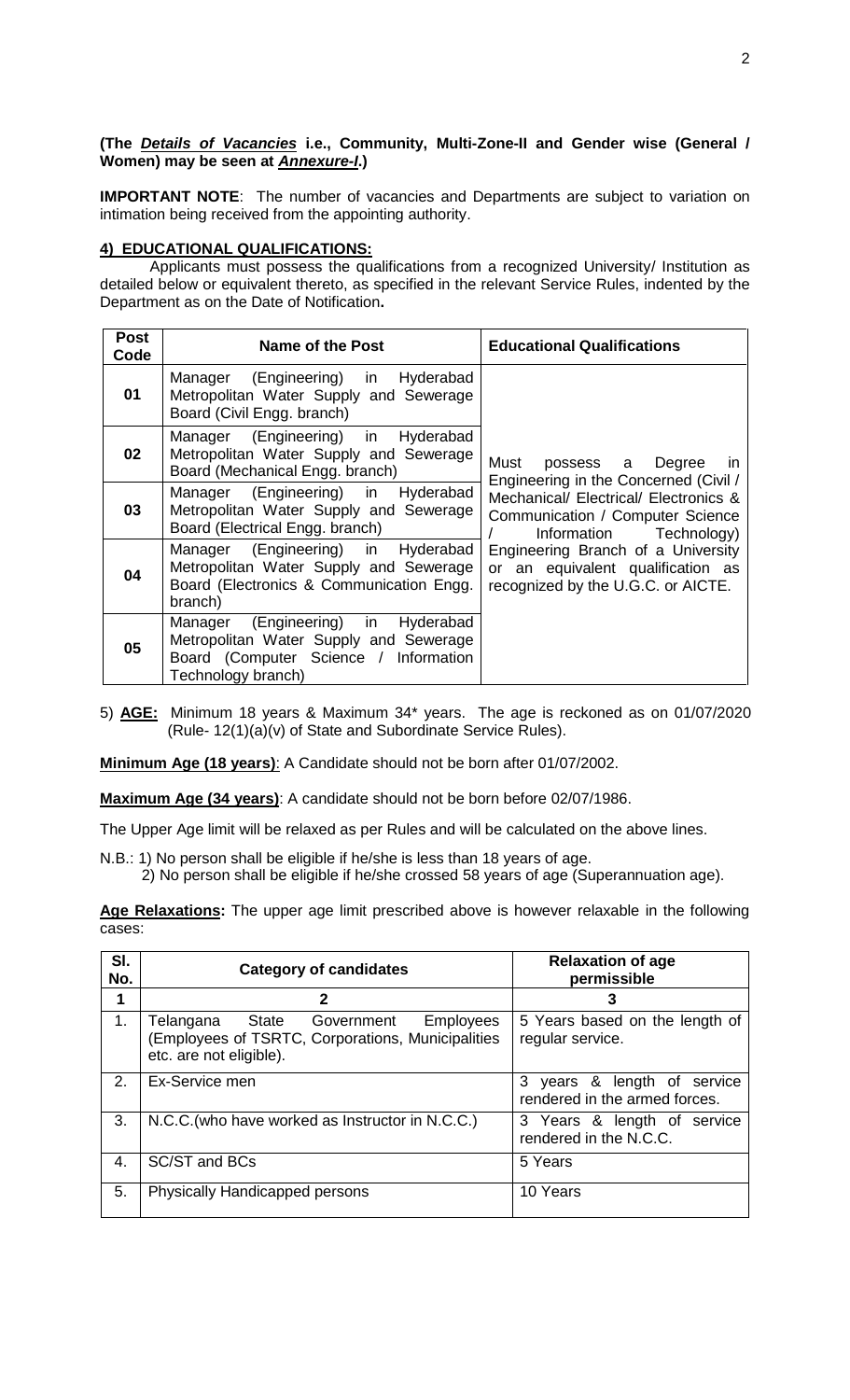**(The *Details of Vacancies* i.e., Community, Multi-Zone-II and Gender wise (General / Women) may be seen at *Annexure-I*.)**

**IMPORTANT NOTE**: The number of vacancies and Departments are subject to variation on intimation being received from the appointing authority.

**4) EDUCATIONAL QUALIFICATIONS:**

Applicants must possess the qualifications from a recognized University/ Institution as detailed below or equivalent thereto, as specified in the relevant Service Rules, indented by the Department as on the Date of Notification**.**

| Post Code | Name of the Post | Educational Qualifications |
|---|---|---|
| 01 | Manager (Engineering) in Hyderabad Metropolitan Water Supply and Sewerage Board (Civil Engg. branch) | Must possess a Degree in Engineering in the Concerned (Civil / Mechanical/ Electrical/ Electronics & Communication / Computer Science / Information Technology) Engineering Branch of a University or an equivalent qualification as recognized by the U.G.C. or AICTE. |
| 02 | Manager (Engineering) in Hyderabad Metropolitan Water Supply and Sewerage Board (Mechanical Engg. branch) | |
| 03 | Manager (Engineering) in Hyderabad Metropolitan Water Supply and Sewerage Board (Electrical Engg. branch) | |
| 04 | Manager (Engineering) in Hyderabad Metropolitan Water Supply and Sewerage Board (Electronics & Communication Engg. branch) | |
| 05 | Manager (Engineering) in Hyderabad Metropolitan Water Supply and Sewerage Board (Computer Science / Information Technology branch) | |

5) **AGE:** Minimum 18 years & Maximum 34* years. The age is reckoned as on 01/07/2020 (Rule- 12(1)(a)(v) of State and Subordinate Service Rules).

**Minimum Age (18 years)**: A Candidate should not be born after 01/07/2002.

**Maximum Age (34 years)**: A candidate should not be born before 02/07/1986.

The Upper Age limit will be relaxed as per Rules and will be calculated on the above lines.

N.B.: 1) No person shall be eligible if he/she is less than 18 years of age.
2) No person shall be eligible if he/she crossed 58 years of age (Superannuation age).

**Age Relaxations:** The upper age limit prescribed above is however relaxable in the following cases:

| Sl. No. | Category of candidates | Relaxation of age permissible |
|---|---|---|
| 1 | 2 | 3 |
| 1. | Telangana State Government Employees (Employees of TSRTC, Corporations, Municipalities etc. are not eligible). | 5 Years based on the length of regular service. |
| 2. | Ex-Service men | 3 years & length of service rendered in the armed forces. |
| 3. | N.C.C.(who have worked as Instructor in N.C.C.) | 3 Years & length of service rendered in the N.C.C. |
| 4. | SC/ST and BCs | 5 Years |
| 5. | Physically Handicapped persons | 10 Years |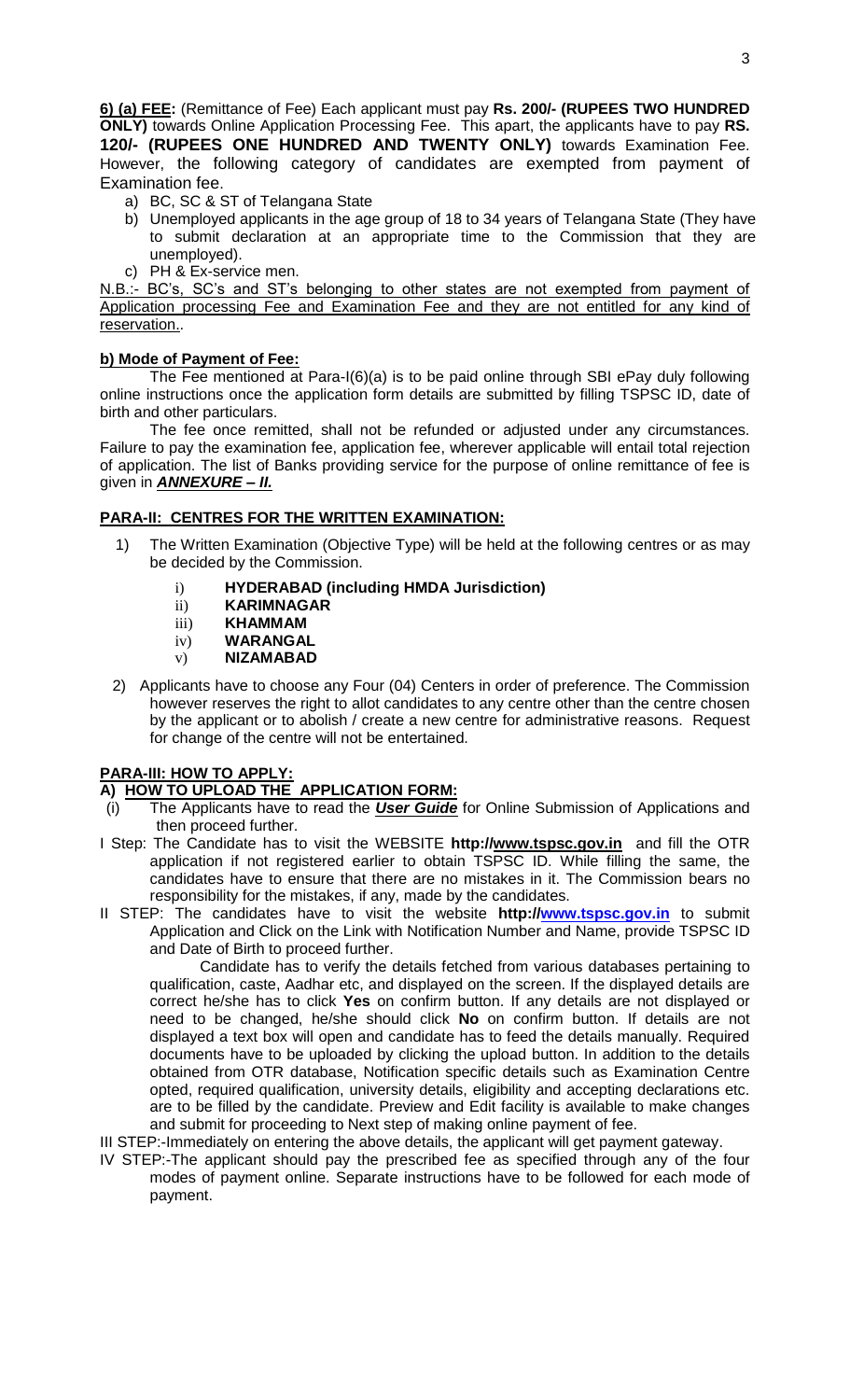**6) (a) FEE:** (Remittance of Fee) Each applicant must pay **Rs. 200/- (RUPEES TWO HUNDRED ONLY)** towards Online Application Processing Fee. This apart, the applicants have to pay **RS. 120/- (RUPEES ONE HUNDRED AND TWENTY ONLY)** towards Examination Fee. However, the following category of candidates are exempted from payment of Examination fee.

a) BC, SC & ST of Telangana State
b) Unemployed applicants in the age group of 18 to 34 years of Telangana State (They have to submit declaration at an appropriate time to the Commission that they are unemployed).
c) PH & Ex-service men.

N.B.:- BC's, SC's and ST's belonging to other states are not exempted from payment of Application processing Fee and Examination Fee and they are not entitled for any kind of reservation..

**b) Mode of Payment of Fee:**

The Fee mentioned at Para-I(6)(a) is to be paid online through SBI ePay duly following online instructions once the application form details are submitted by filling TSPSC ID, date of birth and other particulars.

The fee once remitted, shall not be refunded or adjusted under any circumstances. Failure to pay the examination fee, application fee, wherever applicable will entail total rejection of application. The list of Banks providing service for the purpose of online remittance of fee is given in ***ANNEXURE – II.***

**PARA-II: CENTRES FOR THE WRITTEN EXAMINATION:**

1) The Written Examination (Objective Type) will be held at the following centres or as may be decided by the Commission.

   i) **HYDERABAD (including HMDA Jurisdiction)**
   ii) **KARIMNAGAR**
   iii) **KHAMMAM**
   iv) **WARANGAL**
   v) **NIZAMABAD**

2) Applicants have to choose any Four (04) Centers in order of preference. The Commission however reserves the right to allot candidates to any centre other than the centre chosen by the applicant or to abolish / create a new centre for administrative reasons. Request for change of the centre will not be entertained.

**PARA-III: HOW TO APPLY:**

**A) HOW TO UPLOAD THE APPLICATION FORM:**

(i) The Applicants have to read the ***User Guide*** for Online Submission of Applications and then proceed further.

I Step: The Candidate has to visit the WEBSITE **http://www.tspsc.gov.in** and fill the OTR application if not registered earlier to obtain TSPSC ID. While filling the same, the candidates have to ensure that there are no mistakes in it. The Commission bears no responsibility for the mistakes, if any, made by the candidates.

II STEP: The candidates have to visit the website **http://www.tspsc.gov.in** to submit Application and Click on the Link with Notification Number and Name, provide TSPSC ID and Date of Birth to proceed further.

Candidate has to verify the details fetched from various databases pertaining to qualification, caste, Aadhar etc, and displayed on the screen. If the displayed details are correct he/she has to click **Yes** on confirm button. If any details are not displayed or need to be changed, he/she should click **No** on confirm button. If details are not displayed a text box will open and candidate has to feed the details manually. Required documents have to be uploaded by clicking the upload button. In addition to the details obtained from OTR database, Notification specific details such as Examination Centre opted, required qualification, university details, eligibility and accepting declarations etc. are to be filled by the candidate. Preview and Edit facility is available to make changes and submit for proceeding to Next step of making online payment of fee.

III STEP:-Immediately on entering the above details, the applicant will get payment gateway.

IV STEP:-The applicant should pay the prescribed fee as specified through any of the four modes of payment online. Separate instructions have to be followed for each mode of payment.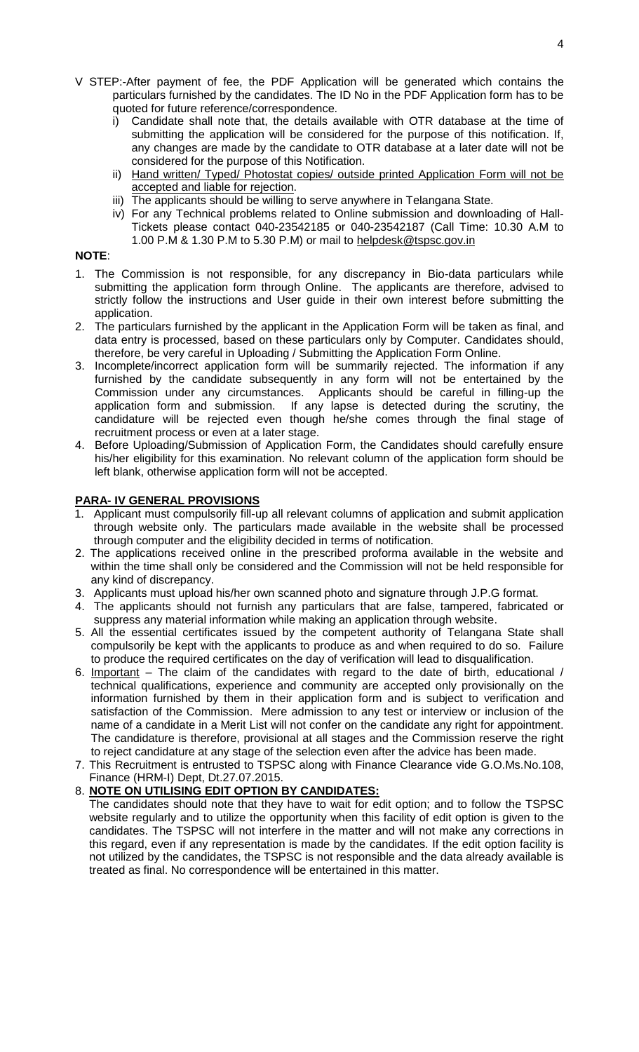V STEP:-After payment of fee, the PDF Application will be generated which contains the particulars furnished by the candidates. The ID No in the PDF Application form has to be quoted for future reference/correspondence.

i) Candidate shall note that, the details available with OTR database at the time of submitting the application will be considered for the purpose of this notification. If, any changes are made by the candidate to OTR database at a later date will not be considered for the purpose of this Notification.

ii) Hand written/ Typed/ Photostat copies/ outside printed Application Form will not be accepted and liable for rejection.

iii) The applicants should be willing to serve anywhere in Telangana State.

iv) For any Technical problems related to Online submission and downloading of Hall-Tickets please contact 040-23542185 or 040-23542187 (Call Time: 10.30 A.M to 1.00 P.M & 1.30 P.M to 5.30 P.M) or mail to helpdesk@tspsc.gov.in

**NOTE**:

1. The Commission is not responsible, for any discrepancy in Bio-data particulars while submitting the application form through Online. The applicants are therefore, advised to strictly follow the instructions and User guide in their own interest before submitting the application.
2. The particulars furnished by the applicant in the Application Form will be taken as final, and data entry is processed, based on these particulars only by Computer. Candidates should, therefore, be very careful in Uploading / Submitting the Application Form Online.
3. Incomplete/incorrect application form will be summarily rejected. The information if any furnished by the candidate subsequently in any form will not be entertained by the Commission under any circumstances. Applicants should be careful in filling-up the application form and submission. If any lapse is detected during the scrutiny, the candidature will be rejected even though he/she comes through the final stage of recruitment process or even at a later stage.
4. Before Uploading/Submission of Application Form, the Candidates should carefully ensure his/her eligibility for this examination. No relevant column of the application form should be left blank, otherwise application form will not be accepted.

## PARA- IV GENERAL PROVISIONS

1. Applicant must compulsorily fill-up all relevant columns of application and submit application through website only. The particulars made available in the website shall be processed through computer and the eligibility decided in terms of notification.
2. The applications received online in the prescribed proforma available in the website and within the time shall only be considered and the Commission will not be held responsible for any kind of discrepancy.
3. Applicants must upload his/her own scanned photo and signature through J.P.G format.
4. The applicants should not furnish any particulars that are false, tampered, fabricated or suppress any material information while making an application through website.
5. All the essential certificates issued by the competent authority of Telangana State shall compulsorily be kept with the applicants to produce as and when required to do so. Failure to produce the required certificates on the day of verification will lead to disqualification.
6. Important – The claim of the candidates with regard to the date of birth, educational / technical qualifications, experience and community are accepted only provisionally on the information furnished by them in their application form and is subject to verification and satisfaction of the Commission. Mere admission to any test or interview or inclusion of the name of a candidate in a Merit List will not confer on the candidate any right for appointment. The candidature is therefore, provisional at all stages and the Commission reserve the right to reject candidature at any stage of the selection even after the advice has been made.
7. This Recruitment is entrusted to TSPSC along with Finance Clearance vide G.O.Ms.No.108, Finance (HRM-I) Dept, Dt.27.07.2015.
8. **NOTE ON UTILISING EDIT OPTION BY CANDIDATES:**

   The candidates should note that they have to wait for edit option; and to follow the TSPSC website regularly and to utilize the opportunity when this facility of edit option is given to the candidates. The TSPSC will not interfere in the matter and will not make any corrections in this regard, even if any representation is made by the candidates. If the edit option facility is not utilized by the candidates, the TSPSC is not responsible and the data already available is treated as final. No correspondence will be entertained in this matter.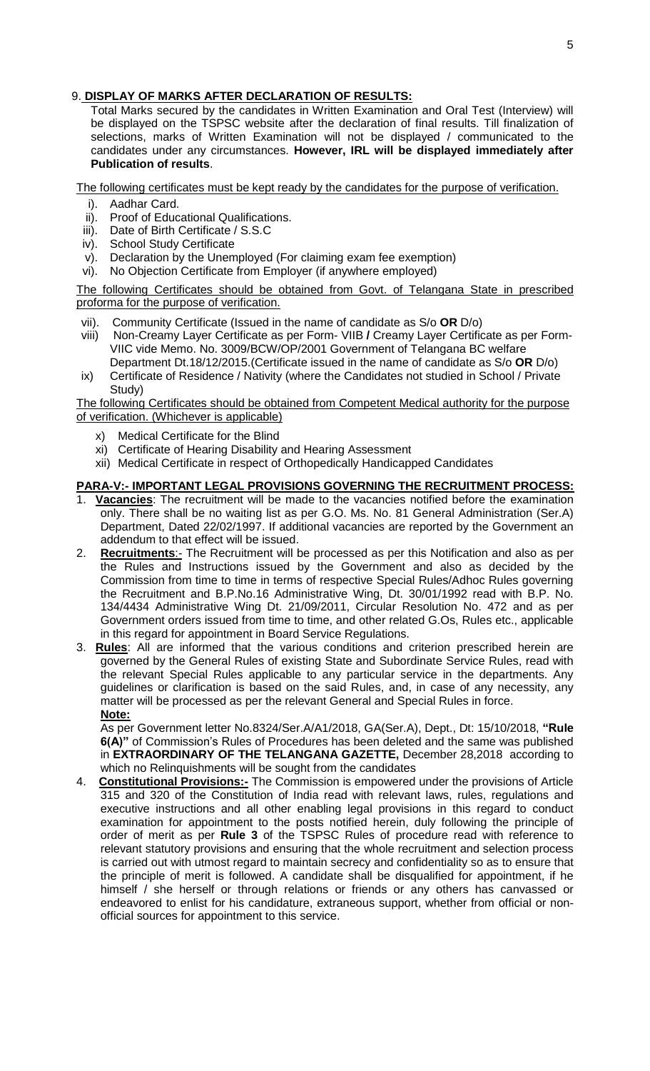## 9. DISPLAY OF MARKS AFTER DECLARATION OF RESULTS:

Total Marks secured by the candidates in Written Examination and Oral Test (Interview) will be displayed on the TSPSC website after the declaration of final results. Till finalization of selections, marks of Written Examination will not be displayed / communicated to the candidates under any circumstances. **However, IRL will be displayed immediately after Publication of results**.

The following certificates must be kept ready by the candidates for the purpose of verification.

- i). Aadhar Card.
- ii). Proof of Educational Qualifications.
- iii). Date of Birth Certificate / S.S.C
- iv). School Study Certificate
- v). Declaration by the Unemployed (For claiming exam fee exemption)
- vi). No Objection Certificate from Employer (if anywhere employed)

The following Certificates should be obtained from Govt. of Telangana State in prescribed proforma for the purpose of verification.

- vii). Community Certificate (Issued in the name of candidate as S/o **OR** D/o)
- viii) Non-Creamy Layer Certificate as per Form- VIIB **/** Creamy Layer Certificate as per Form-VIIC vide Memo. No. 3009/BCW/OP/2001 Government of Telangana BC welfare Department Dt.18/12/2015.(Certificate issued in the name of candidate as S/o **OR** D/o)
- ix) Certificate of Residence / Nativity (where the Candidates not studied in School / Private Study)

The following Certificates should be obtained from Competent Medical authority for the purpose of verification. (Whichever is applicable)

- x) Medical Certificate for the Blind
- xi) Certificate of Hearing Disability and Hearing Assessment
- xii) Medical Certificate in respect of Orthopedically Handicapped Candidates

## PARA-V:- IMPORTANT LEGAL PROVISIONS GOVERNING THE RECRUITMENT PROCESS:

1. **Vacancies**: The recruitment will be made to the vacancies notified before the examination only. There shall be no waiting list as per G.O. Ms. No. 81 General Administration (Ser.A) Department, Dated 22/02/1997. If additional vacancies are reported by the Government an addendum to that effect will be issued.
2. **Recruitments**:- The Recruitment will be processed as per this Notification and also as per the Rules and Instructions issued by the Government and also as decided by the Commission from time to time in terms of respective Special Rules/Adhoc Rules governing the Recruitment and B.P.No.16 Administrative Wing, Dt. 30/01/1992 read with B.P. No. 134/4434 Administrative Wing Dt. 21/09/2011, Circular Resolution No. 472 and as per Government orders issued from time to time, and other related G.Os, Rules etc., applicable in this regard for appointment in Board Service Regulations.
3. **Rules**: All are informed that the various conditions and criterion prescribed herein are governed by the General Rules of existing State and Subordinate Service Rules, read with the relevant Special Rules applicable to any particular service in the departments. Any guidelines or clarification is based on the said Rules, and, in case of any necessity, any matter will be processed as per the relevant General and Special Rules in force.

   **Note:**

   As per Government letter No.8324/Ser.A/A1/2018, GA(Ser.A), Dept., Dt: 15/10/2018, **"Rule 6(A)"** of Commission's Rules of Procedures has been deleted and the same was published in **EXTRAORDINARY OF THE TELANGANA GAZETTE,** December 28,2018 according to which no Relinquishments will be sought from the candidates
4. **Constitutional Provisions:-** The Commission is empowered under the provisions of Article 315 and 320 of the Constitution of India read with relevant laws, rules, regulations and executive instructions and all other enabling legal provisions in this regard to conduct examination for appointment to the posts notified herein, duly following the principle of order of merit as per **Rule 3** of the TSPSC Rules of procedure read with reference to relevant statutory provisions and ensuring that the whole recruitment and selection process is carried out with utmost regard to maintain secrecy and confidentiality so as to ensure that the principle of merit is followed. A candidate shall be disqualified for appointment, if he himself / she herself or through relations or friends or any others has canvassed or endeavored to enlist for his candidature, extraneous support, whether from official or non-official sources for appointment to this service.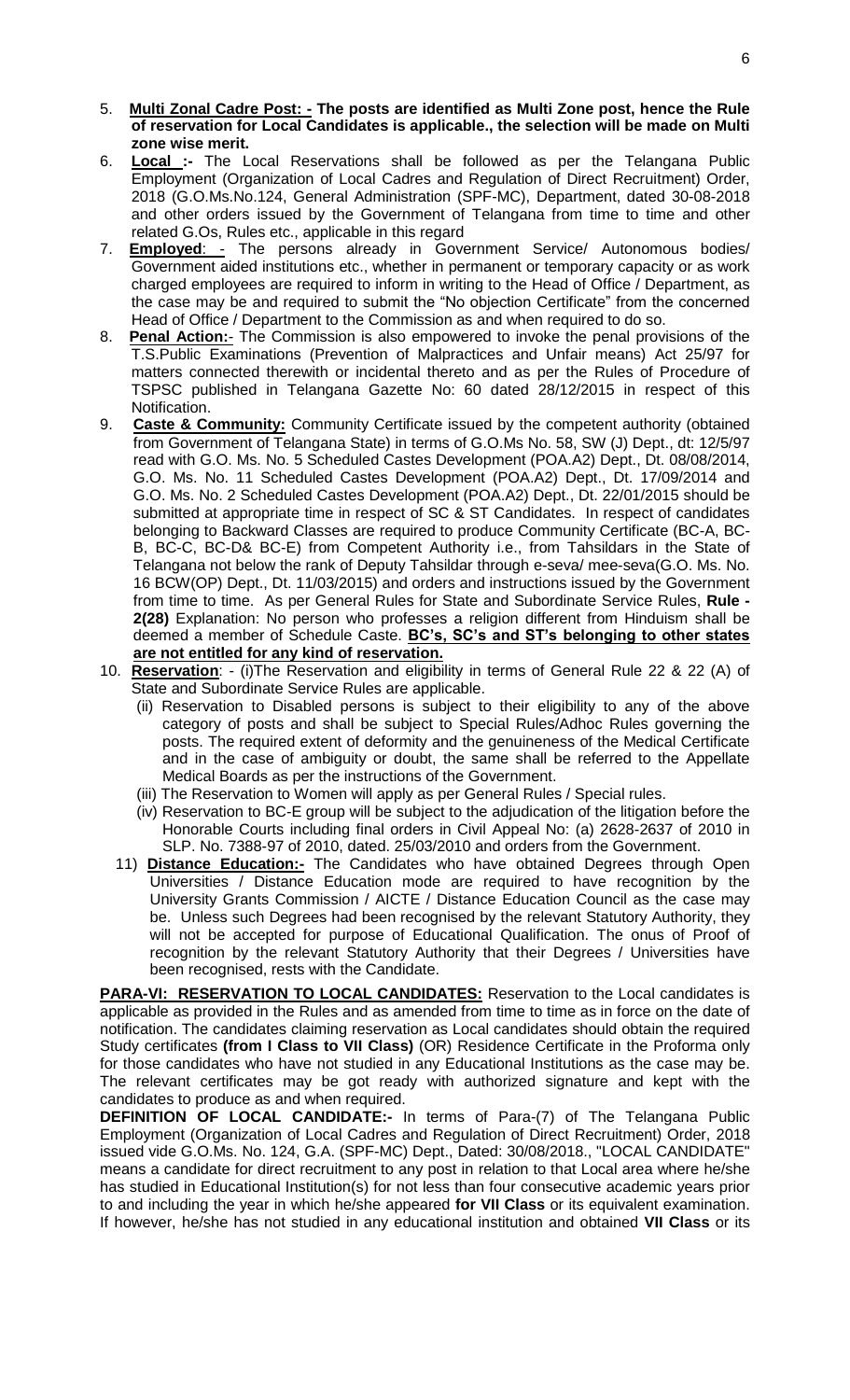5. **Multi Zonal Cadre Post: - The posts are identified as Multi Zone post, hence the Rule of reservation for Local Candidates is applicable., the selection will be made on Multi zone wise merit.**
6. **Local :-** The Local Reservations shall be followed as per the Telangana Public Employment (Organization of Local Cadres and Regulation of Direct Recruitment) Order, 2018 (G.O.Ms.No.124, General Administration (SPF-MC), Department, dated 30-08-2018 and other orders issued by the Government of Telangana from time to time and other related G.Os, Rules etc., applicable in this regard
7. **Employed**: **-** The persons already in Government Service/ Autonomous bodies/ Government aided institutions etc., whether in permanent or temporary capacity or as work charged employees are required to inform in writing to the Head of Office / Department, as the case may be and required to submit the "No objection Certificate" from the concerned Head of Office / Department to the Commission as and when required to do so.
8. **Penal Action:**- The Commission is also empowered to invoke the penal provisions of the T.S.Public Examinations (Prevention of Malpractices and Unfair means) Act 25/97 for matters connected therewith or incidental thereto and as per the Rules of Procedure of TSPSC published in Telangana Gazette No: 60 dated 28/12/2015 in respect of this Notification.
9. **Caste & Community:** Community Certificate issued by the competent authority (obtained from Government of Telangana State) in terms of G.O.Ms No. 58, SW (J) Dept., dt: 12/5/97 read with G.O. Ms. No. 5 Scheduled Castes Development (POA.A2) Dept., Dt. 08/08/2014, G.O. Ms. No. 11 Scheduled Castes Development (POA.A2) Dept., Dt. 17/09/2014 and G.O. Ms. No. 2 Scheduled Castes Development (POA.A2) Dept., Dt. 22/01/2015 should be submitted at appropriate time in respect of SC & ST Candidates. In respect of candidates belonging to Backward Classes are required to produce Community Certificate (BC-A, BC-B, BC-C, BC-D& BC-E) from Competent Authority i.e., from Tahsildars in the State of Telangana not below the rank of Deputy Tahsildar through e-seva/ mee-seva(G.O. Ms. No. 16 BCW(OP) Dept., Dt. 11/03/2015) and orders and instructions issued by the Government from time to time. As per General Rules for State and Subordinate Service Rules, **Rule - 2(28)** Explanation: No person who professes a religion different from Hinduism shall be deemed a member of Schedule Caste. **BC's, SC's and ST's belonging to other states are not entitled for any kind of reservation.**
10. **Reservation**: - (i)The Reservation and eligibility in terms of General Rule 22 & 22 (A) of State and Subordinate Service Rules are applicable.
    (ii) Reservation to Disabled persons is subject to their eligibility to any of the above category of posts and shall be subject to Special Rules/Adhoc Rules governing the posts. The required extent of deformity and the genuineness of the Medical Certificate and in the case of ambiguity or doubt, the same shall be referred to the Appellate Medical Boards as per the instructions of the Government.
    (iii) The Reservation to Women will apply as per General Rules / Special rules.
    (iv) Reservation to BC-E group will be subject to the adjudication of the litigation before the Honorable Courts including final orders in Civil Appeal No: (a) 2628-2637 of 2010 in SLP. No. 7388-97 of 2010, dated. 25/03/2010 and orders from the Government.
11) **Distance Education:-** The Candidates who have obtained Degrees through Open Universities / Distance Education mode are required to have recognition by the University Grants Commission / AICTE / Distance Education Council as the case may be. Unless such Degrees had been recognised by the relevant Statutory Authority, they will not be accepted for purpose of Educational Qualification. The onus of Proof of recognition by the relevant Statutory Authority that their Degrees / Universities have been recognised, rests with the Candidate.

**PARA-VI: RESERVATION TO LOCAL CANDIDATES:** Reservation to the Local candidates is applicable as provided in the Rules and as amended from time to time as in force on the date of notification. The candidates claiming reservation as Local candidates should obtain the required Study certificates **(from I Class to VII Class)** (OR) Residence Certificate in the Proforma only for those candidates who have not studied in any Educational Institutions as the case may be. The relevant certificates may be got ready with authorized signature and kept with the candidates to produce as and when required.

**DEFINITION OF LOCAL CANDIDATE:-** In terms of Para-(7) of The Telangana Public Employment (Organization of Local Cadres and Regulation of Direct Recruitment) Order, 2018 issued vide G.O.Ms. No. 124, G.A. (SPF-MC) Dept., Dated: 30/08/2018., "LOCAL CANDIDATE" means a candidate for direct recruitment to any post in relation to that Local area where he/she has studied in Educational Institution(s) for not less than four consecutive academic years prior to and including the year in which he/she appeared **for VII Class** or its equivalent examination. If however, he/she has not studied in any educational institution and obtained **VII Class** or its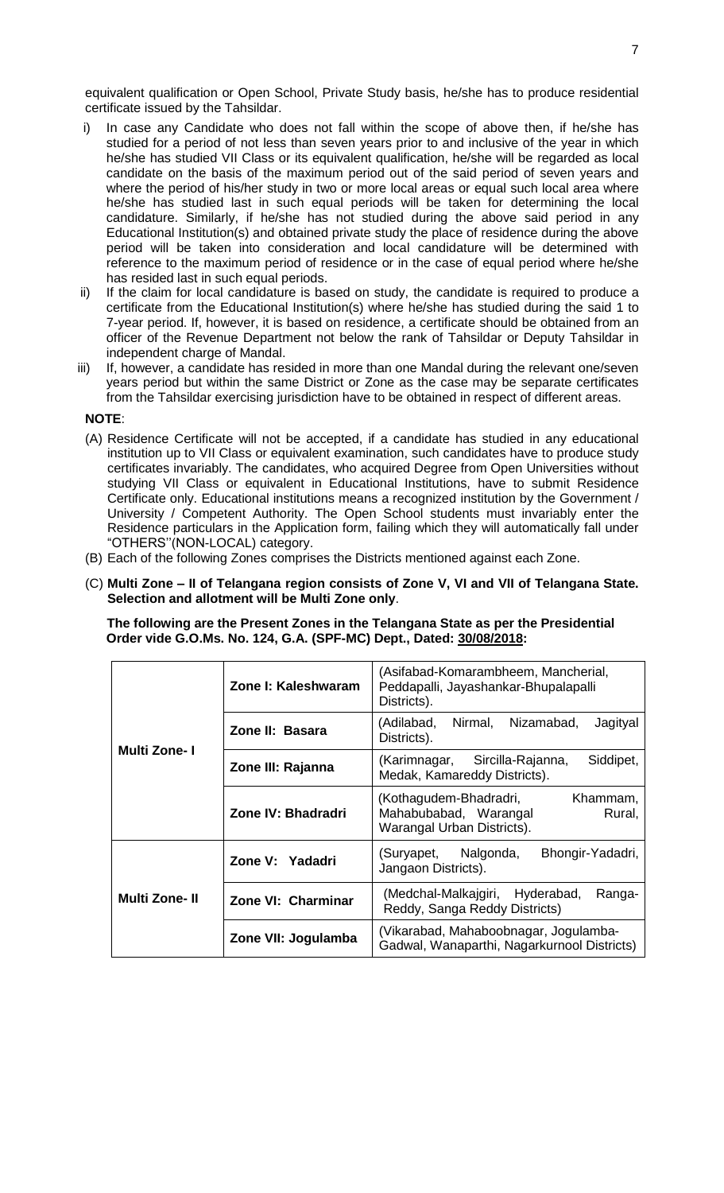equivalent qualification or Open School, Private Study basis, he/she has to produce residential certificate issued by the Tahsildar.

i) In case any Candidate who does not fall within the scope of above then, if he/she has studied for a period of not less than seven years prior to and inclusive of the year in which he/she has studied VII Class or its equivalent qualification, he/she will be regarded as local candidate on the basis of the maximum period out of the said period of seven years and where the period of his/her study in two or more local areas or equal such local area where he/she has studied last in such equal periods will be taken for determining the local candidature. Similarly, if he/she has not studied during the above said period in any Educational Institution(s) and obtained private study the place of residence during the above period will be taken into consideration and local candidature will be determined with reference to the maximum period of residence or in the case of equal period where he/she has resided last in such equal periods.

ii) If the claim for local candidature is based on study, the candidate is required to produce a certificate from the Educational Institution(s) where he/she has studied during the said 1 to 7-year period. If, however, it is based on residence, a certificate should be obtained from an officer of the Revenue Department not below the rank of Tahsildar or Deputy Tahsildar in independent charge of Mandal.

iii) If, however, a candidate has resided in more than one Mandal during the relevant one/seven years period but within the same District or Zone as the case may be separate certificates from the Tahsildar exercising jurisdiction have to be obtained in respect of different areas.

**NOTE**:

(A) Residence Certificate will not be accepted, if a candidate has studied in any educational institution up to VII Class or equivalent examination, such candidates have to produce study certificates invariably. The candidates, who acquired Degree from Open Universities without studying VII Class or equivalent in Educational Institutions, have to submit Residence Certificate only. Educational institutions means a recognized institution by the Government / University / Competent Authority. The Open School students must invariably enter the Residence particulars in the Application form, failing which they will automatically fall under "OTHERS"(NON-LOCAL) category.

(B) Each of the following Zones comprises the Districts mentioned against each Zone.

(C) **Multi Zone – II of Telangana region consists of Zone V, VI and VII of Telangana State. Selection and allotment will be Multi Zone only**.

**The following are the Present Zones in the Telangana State as per the Presidential Order vide G.O.Ms. No. 124, G.A. (SPF-MC) Dept., Dated: 30/08/2018:**

| | | |
|---|---|---|
| **Multi Zone- I** | **Zone I: Kaleshwaram** | (Asifabad-Komarambheem, Mancherial, Peddapalli, Jayashankar-Bhupalapalli Districts). |
| | **Zone II: Basara** | (Adilabad, Nirmal, Nizamabad, Jagityal Districts). |
| | **Zone III: Rajanna** | (Karimnagar, Sircilla-Rajanna, Siddipet, Medak, Kamareddy Districts). |
| | **Zone IV: Bhadradri** | (Kothagudem-Bhadradri, Khammam, Mahabubabad, Warangal Rural, Warangal Urban Districts). |
| **Multi Zone- II** | **Zone V: Yadadri** | (Suryapet, Nalgonda, Bhongir-Yadadri, Jangaon Districts). |
| | **Zone VI: Charminar** | (Medchal-Malkajgiri, Hyderabad, Ranga-Reddy, Sanga Reddy Districts) |
| | **Zone VII: Jogulamba** | (Vikarabad, Mahaboobnagar, Jogulamba-Gadwal, Wanaparthi, Nagarkurnool Districts) |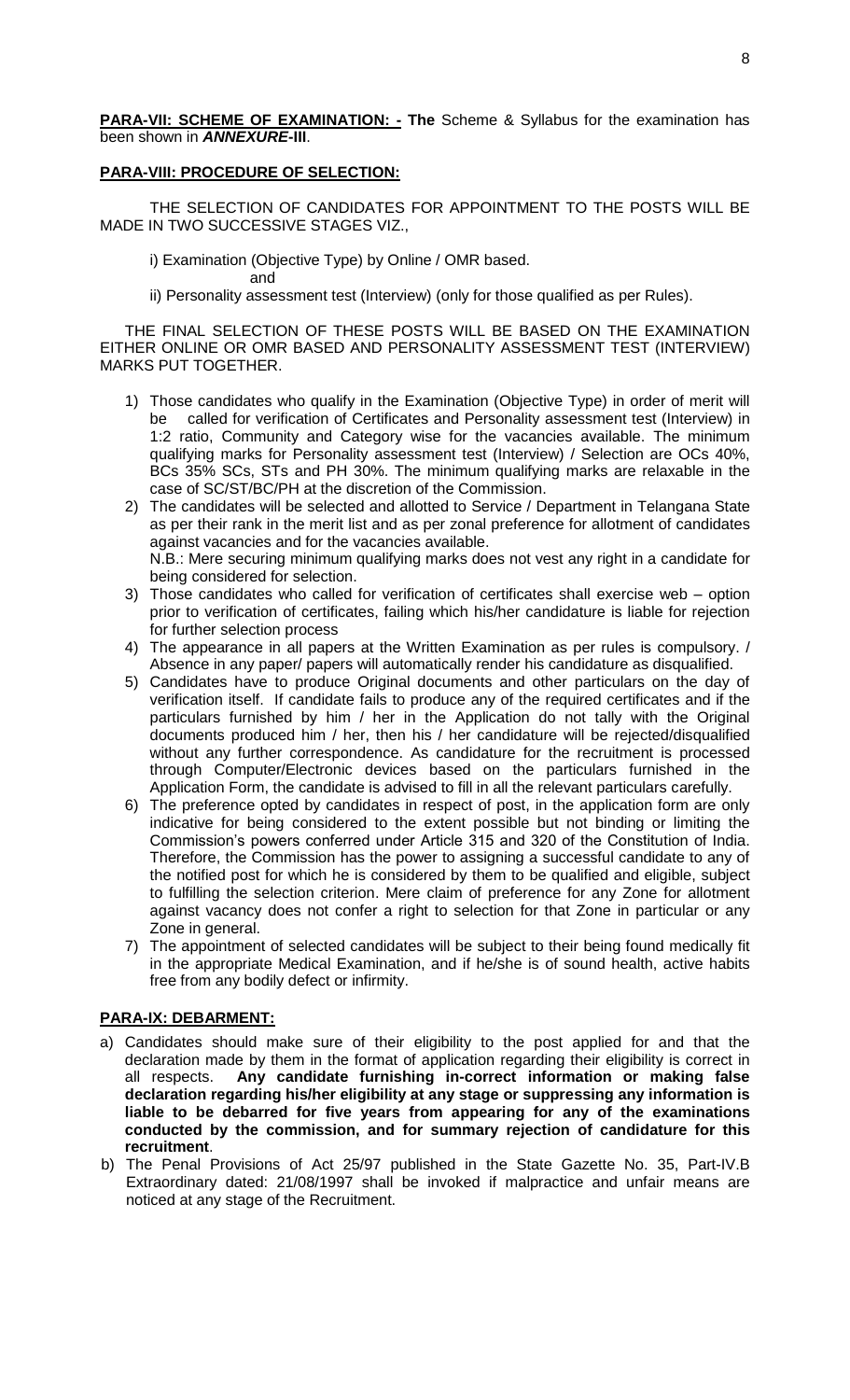**PARA-VII: SCHEME OF EXAMINATION: - The** Scheme & Syllabus for the examination has been shown in ***ANNEXURE*-III**.

**PARA-VIII: PROCEDURE OF SELECTION:**

THE SELECTION OF CANDIDATES FOR APPOINTMENT TO THE POSTS WILL BE MADE IN TWO SUCCESSIVE STAGES VIZ.,

i) Examination (Objective Type) by Online / OMR based.
and
ii) Personality assessment test (Interview) (only for those qualified as per Rules).

THE FINAL SELECTION OF THESE POSTS WILL BE BASED ON THE EXAMINATION EITHER ONLINE OR OMR BASED AND PERSONALITY ASSESSMENT TEST (INTERVIEW) MARKS PUT TOGETHER.

1) Those candidates who qualify in the Examination (Objective Type) in order of merit will be called for verification of Certificates and Personality assessment test (Interview) in 1:2 ratio, Community and Category wise for the vacancies available. The minimum qualifying marks for Personality assessment test (Interview) / Selection are OCs 40%, BCs 35% SCs, STs and PH 30%. The minimum qualifying marks are relaxable in the case of SC/ST/BC/PH at the discretion of the Commission.
2) The candidates will be selected and allotted to Service / Department in Telangana State as per their rank in the merit list and as per zonal preference for allotment of candidates against vacancies and for the vacancies available.
N.B.: Mere securing minimum qualifying marks does not vest any right in a candidate for being considered for selection.
3) Those candidates who called for verification of certificates shall exercise web – option prior to verification of certificates, failing which his/her candidature is liable for rejection for further selection process
4) The appearance in all papers at the Written Examination as per rules is compulsory. / Absence in any paper/ papers will automatically render his candidature as disqualified.
5) Candidates have to produce Original documents and other particulars on the day of verification itself. If candidate fails to produce any of the required certificates and if the particulars furnished by him / her in the Application do not tally with the Original documents produced him / her, then his / her candidature will be rejected/disqualified without any further correspondence. As candidature for the recruitment is processed through Computer/Electronic devices based on the particulars furnished in the Application Form, the candidate is advised to fill in all the relevant particulars carefully.
6) The preference opted by candidates in respect of post, in the application form are only indicative for being considered to the extent possible but not binding or limiting the Commission's powers conferred under Article 315 and 320 of the Constitution of India. Therefore, the Commission has the power to assigning a successful candidate to any of the notified post for which he is considered by them to be qualified and eligible, subject to fulfilling the selection criterion. Mere claim of preference for any Zone for allotment against vacancy does not confer a right to selection for that Zone in particular or any Zone in general.
7) The appointment of selected candidates will be subject to their being found medically fit in the appropriate Medical Examination, and if he/she is of sound health, active habits free from any bodily defect or infirmity.

**PARA-IX: DEBARMENT:**

a) Candidates should make sure of their eligibility to the post applied for and that the declaration made by them in the format of application regarding their eligibility is correct in all respects. **Any candidate furnishing in-correct information or making false declaration regarding his/her eligibility at any stage or suppressing any information is liable to be debarred for five years from appearing for any of the examinations conducted by the commission, and for summary rejection of candidature for this recruitment**.
b) The Penal Provisions of Act 25/97 published in the State Gazette No. 35, Part-IV.B Extraordinary dated: 21/08/1997 shall be invoked if malpractice and unfair means are noticed at any stage of the Recruitment.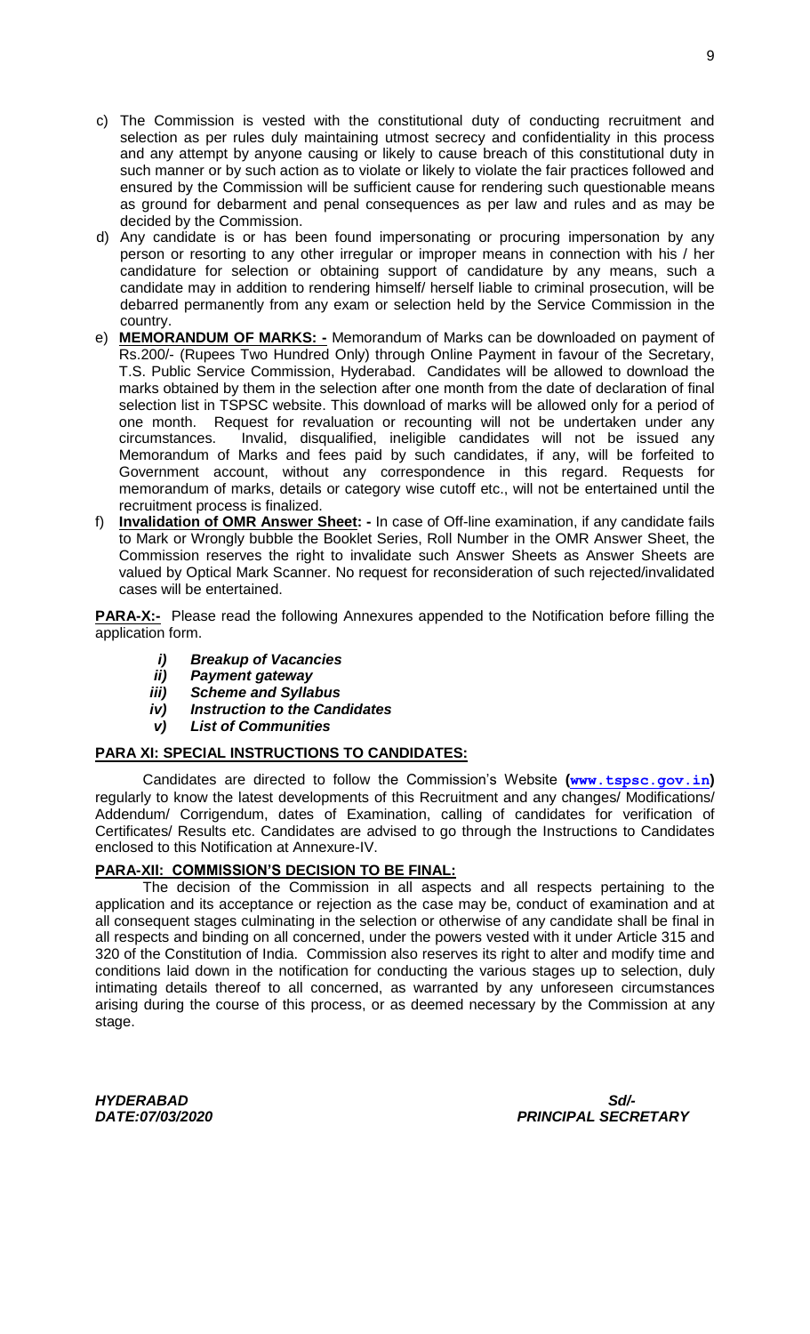c) The Commission is vested with the constitutional duty of conducting recruitment and selection as per rules duly maintaining utmost secrecy and confidentiality in this process and any attempt by anyone causing or likely to cause breach of this constitutional duty in such manner or by such action as to violate or likely to violate the fair practices followed and ensured by the Commission will be sufficient cause for rendering such questionable means as ground for debarment and penal consequences as per law and rules and as may be decided by the Commission.

d) Any candidate is or has been found impersonating or procuring impersonation by any person or resorting to any other irregular or improper means in connection with his / her candidature for selection or obtaining support of candidature by any means, such a candidate may in addition to rendering himself/ herself liable to criminal prosecution, will be debarred permanently from any exam or selection held by the Service Commission in the country.

e) **MEMORANDUM OF MARKS: -** Memorandum of Marks can be downloaded on payment of Rs.200/- (Rupees Two Hundred Only) through Online Payment in favour of the Secretary, T.S. Public Service Commission, Hyderabad. Candidates will be allowed to download the marks obtained by them in the selection after one month from the date of declaration of final selection list in TSPSC website. This download of marks will be allowed only for a period of one month. Request for revaluation or recounting will not be undertaken under any circumstances. Invalid, disqualified, ineligible candidates will not be issued any Memorandum of Marks and fees paid by such candidates, if any, will be forfeited to Government account, without any correspondence in this regard. Requests for memorandum of marks, details or category wise cutoff etc., will not be entertained until the recruitment process is finalized.

f) **Invalidation of OMR Answer Sheet: -** In case of Off-line examination, if any candidate fails to Mark or Wrongly bubble the Booklet Series, Roll Number in the OMR Answer Sheet, the Commission reserves the right to invalidate such Answer Sheets as Answer Sheets are valued by Optical Mark Scanner. No request for reconsideration of such rejected/invalidated cases will be entertained.

**PARA-X:-** Please read the following Annexures appended to the Notification before filling the application form.

- ***i) Breakup of Vacancies***
- ***ii) Payment gateway***
- ***iii) Scheme and Syllabus***
- ***iv) Instruction to the Candidates***
- ***v) List of Communities***

## PARA XI: SPECIAL INSTRUCTIONS TO CANDIDATES:

Candidates are directed to follow the Commission's Website **(www.tspsc.gov.in)** regularly to know the latest developments of this Recruitment and any changes/ Modifications/ Addendum/ Corrigendum, dates of Examination, calling of candidates for verification of Certificates/ Results etc. Candidates are advised to go through the Instructions to Candidates enclosed to this Notification at Annexure-IV.

## PARA-XII: COMMISSION'S DECISION TO BE FINAL:

The decision of the Commission in all aspects and all respects pertaining to the application and its acceptance or rejection as the case may be, conduct of examination and at all consequent stages culminating in the selection or otherwise of any candidate shall be final in all respects and binding on all concerned, under the powers vested with it under Article 315 and 320 of the Constitution of India. Commission also reserves its right to alter and modify time and conditions laid down in the notification for conducting the various stages up to selection, duly intimating details thereof to all concerned, as warranted by any unforeseen circumstances arising during the course of this process, or as deemed necessary by the Commission at any stage.

***HYDERABAD*** ***Sd/-***
***DATE:07/03/2020*** ***PRINCIPAL SECRETARY***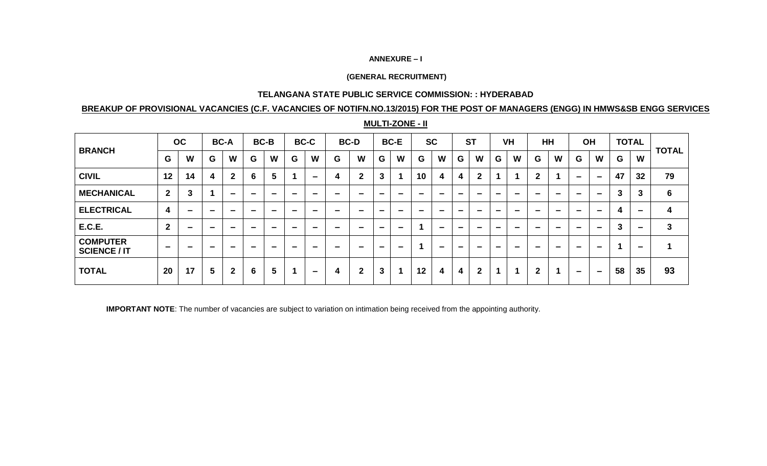**ANNEXURE – I**

**(GENERAL RECRUITMENT)**

**TELANGANA STATE PUBLIC SERVICE COMMISSION: : HYDERABAD**

**BREAKUP OF PROVISIONAL VACANCIES (C.F. VACANCIES OF NOTIFN.NO.13/2015) FOR THE POST OF MANAGERS (ENGG) IN HMWS&SB ENGG SERVICES**

**MULTI-ZONE - II**

| BRANCH | OC | | BC-A | | BC-B | | BC-C | | BC-D | | BC-E | | SC | | ST | | VH | | HH | | OH | | TOTAL | | TOTAL |
|---|---|---|---|---|---|---|---|---|---|---|---|---|---|---|---|---|---|---|---|---|---|---|---|---|---|
| | G | W | G | W | G | W | G | W | G | W | G | W | G | W | G | W | G | W | G | W | G | W | G | W | |
| CIVIL | 12 | 14 | 4 | 2 | 6 | 5 | 1 | – | 4 | 2 | 3 | 1 | 10 | 4 | 4 | 2 | 1 | 1 | 2 | 1 | – | – | 47 | 32 | 79 |
| MECHANICAL | 2 | 3 | 1 | – | – | – | – | – | – | – | – | – | – | – | – | – | – | – | – | – | – | – | 3 | 3 | 6 |
| ELECTRICAL | 4 | – | – | – | – | – | – | – | – | – | – | – | – | – | – | – | – | – | – | – | – | – | 4 | – | 4 |
| E.C.E. | 2 | – | – | – | – | – | – | – | – | – | – | – | 1 | – | – | – | – | – | – | – | – | – | 3 | – | 3 |
| COMPUTER SCIENCE / IT | – | – | – | – | – | – | – | – | – | – | – | – | 1 | – | – | – | – | – | – | – | – | – | 1 | – | 1 |
| TOTAL | 20 | 17 | 5 | 2 | 6 | 5 | 1 | – | 4 | 2 | 3 | 1 | 12 | 4 | 4 | 2 | 1 | 1 | 2 | 1 | – | – | 58 | 35 | 93 |

**IMPORTANT NOTE**: The number of vacancies are subject to variation on intimation being received from the appointing authority.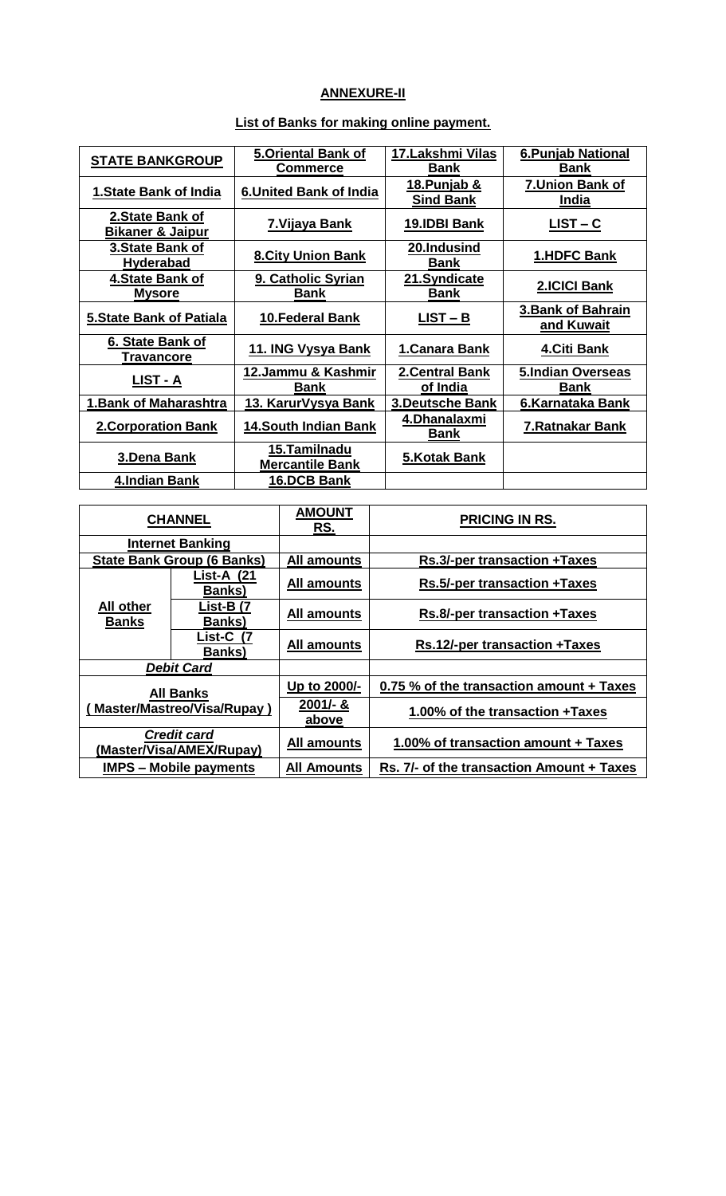**ANNEXURE-II**

**List of Banks for making online payment.**

| **STATE BANKGROUP** | **5.Oriental Bank of Commerce** | **17.Lakshmi Vilas Bank** | **6.Punjab National Bank** |
|---|---|---|---|
| **1.State Bank of India** | **6.United Bank of India** | **18.Punjab & Sind Bank** | **7.Union Bank of India** |
| **2.State Bank of Bikaner & Jaipur** | **7.Vijaya Bank** | **19.IDBI Bank** | **LIST – C** |
| **3.State Bank of Hyderabad** | **8.City Union Bank** | **20.Indusind Bank** | **1.HDFC Bank** |
| **4.State Bank of Mysore** | **9. Catholic Syrian Bank** | **21.Syndicate Bank** | **2.ICICI Bank** |
| **5.State Bank of Patiala** | **10.Federal Bank** | **LIST – B** | **3.Bank of Bahrain and Kuwait** |
| **6. State Bank of Travancore** | **11. ING Vysya Bank** | **1.Canara Bank** | **4.Citi Bank** |
| **LIST - A** | **12.Jammu & Kashmir Bank** | **2.Central Bank of India** | **5.Indian Overseas Bank** |
| **1.Bank of Maharashtra** | **13. KarurVysya Bank** | **3.Deutsche Bank** | **6.Karnataka Bank** |
| **2.Corporation Bank** | **14.South Indian Bank** | **4.Dhanalaxmi Bank** | **7.Ratnakar Bank** |
| **3.Dena Bank** | **15.Tamilnadu Mercantile Bank** | **5.Kotak Bank** | |
| **4.Indian Bank** | **16.DCB Bank** | | |

| **CHANNEL** | | **AMOUNT RS.** | **PRICING IN RS.** |
|---|---|---|---|
| **Internet Banking** | | | |
| **State Bank Group (6 Banks)** | | **All amounts** | **Rs.3/-per transaction +Taxes** |
| **All other Banks** | **List-A (21 Banks)** | **All amounts** | **Rs.5/-per transaction +Taxes** |
| | **List-B (7 Banks)** | **All amounts** | **Rs.8/-per transaction +Taxes** |
| | **List-C (7 Banks)** | **All amounts** | **Rs.12/-per transaction +Taxes** |
| ***Debit Card*** | | | |
| **All Banks ( Master/Mastreo/Visa/Rupay )** | | **Up to 2000/-** | **0.75 % of the transaction amount + Taxes** |
| | | **2001/- & above** | **1.00% of the transaction +Taxes** |
| ***Credit card*** **(Master/Visa/AMEX/Rupay)** | | **All amounts** | **1.00% of transaction amount + Taxes** |
| **IMPS – Mobile payments** | | **All Amounts** | **Rs. 7/- of the transaction Amount + Taxes** |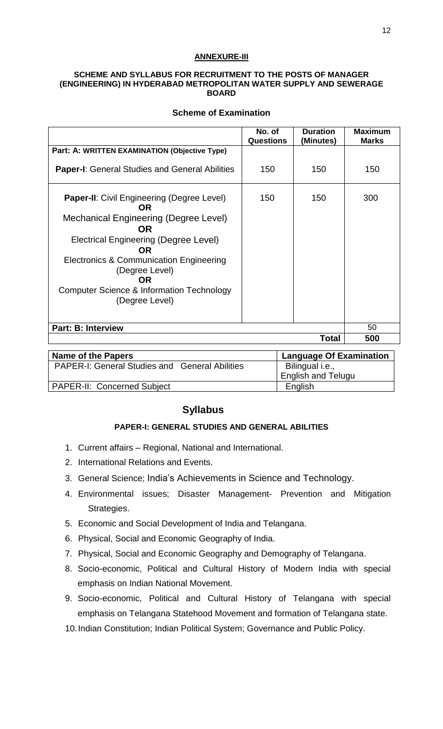**ANNEXURE-III**

**SCHEME AND SYLLABUS FOR RECRUITMENT TO THE POSTS OF MANAGER (ENGINEERING) IN HYDERABAD METROPOLITAN WATER SUPPLY AND SEWERAGE BOARD**

**Scheme of Examination**

| | No. of Questions | Duration (Minutes) | Maximum Marks |
|---|---|---|---|
| **Part: A: WRITTEN EXAMINATION (Objective Type)** | | | |
| **Paper-I**: General Studies and General Abilities | 150 | 150 | 150 |
| **Paper-II**: Civil Engineering (Degree Level) **OR** Mechanical Engineering (Degree Level) **OR** Electrical Engineering (Degree Level) **OR** Electronics & Communication Engineering (Degree Level) **OR** Computer Science & Information Technology (Degree Level) | 150 | 150 | 300 |
| **Part: B: Interview** | | | 50 |
| | | **Total** | **500** |

| Name of the Papers | Language Of Examination |
|---|---|
| PAPER-I: General Studies and General Abilities | Bilingual i.e., English and Telugu |
| PAPER-II: Concerned Subject | English |

## Syllabus

### PAPER-I: GENERAL STUDIES AND GENERAL ABILITIES

1. Current affairs – Regional, National and International.
2. International Relations and Events.
3. General Science; India's Achievements in Science and Technology.
4. Environmental issues; Disaster Management- Prevention and Mitigation Strategies.
5. Economic and Social Development of India and Telangana.
6. Physical, Social and Economic Geography of India.
7. Physical, Social and Economic Geography and Demography of Telangana.
8. Socio-economic, Political and Cultural History of Modern India with special emphasis on Indian National Movement.
9. Socio-economic, Political and Cultural History of Telangana with special emphasis on Telangana Statehood Movement and formation of Telangana state.
10. Indian Constitution; Indian Political System; Governance and Public Policy.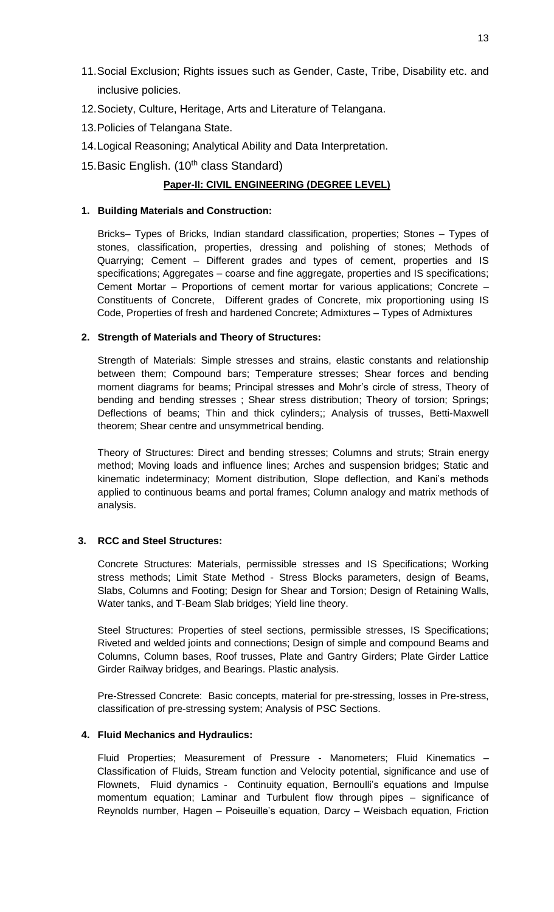11. Social Exclusion; Rights issues such as Gender, Caste, Tribe, Disability etc. and inclusive policies.
12. Society, Culture, Heritage, Arts and Literature of Telangana.
13. Policies of Telangana State.
14. Logical Reasoning; Analytical Ability and Data Interpretation.
15. Basic English. (10th class Standard)

## Paper-II: CIVIL ENGINEERING (DEGREE LEVEL)

### 1. Building Materials and Construction:

Bricks– Types of Bricks, Indian standard classification, properties; Stones – Types of stones, classification, properties, dressing and polishing of stones; Methods of Quarrying; Cement – Different grades and types of cement, properties and IS specifications; Aggregates – coarse and fine aggregate, properties and IS specifications; Cement Mortar – Proportions of cement mortar for various applications; Concrete – Constituents of Concrete, Different grades of Concrete, mix proportioning using IS Code, Properties of fresh and hardened Concrete; Admixtures – Types of Admixtures

### 2. Strength of Materials and Theory of Structures:

Strength of Materials: Simple stresses and strains, elastic constants and relationship between them; Compound bars; Temperature stresses; Shear forces and bending moment diagrams for beams; Principal stresses and Mohr's circle of stress, Theory of bending and bending stresses ; Shear stress distribution; Theory of torsion; Springs; Deflections of beams; Thin and thick cylinders;; Analysis of trusses, Betti-Maxwell theorem; Shear centre and unsymmetrical bending.

Theory of Structures: Direct and bending stresses; Columns and struts; Strain energy method; Moving loads and influence lines; Arches and suspension bridges; Static and kinematic indeterminacy; Moment distribution, Slope deflection, and Kani's methods applied to continuous beams and portal frames; Column analogy and matrix methods of analysis.

### 3. RCC and Steel Structures:

Concrete Structures: Materials, permissible stresses and IS Specifications; Working stress methods; Limit State Method - Stress Blocks parameters, design of Beams, Slabs, Columns and Footing; Design for Shear and Torsion; Design of Retaining Walls, Water tanks, and T-Beam Slab bridges; Yield line theory.

Steel Structures: Properties of steel sections, permissible stresses, IS Specifications; Riveted and welded joints and connections; Design of simple and compound Beams and Columns, Column bases, Roof trusses, Plate and Gantry Girders; Plate Girder Lattice Girder Railway bridges, and Bearings. Plastic analysis.

Pre-Stressed Concrete: Basic concepts, material for pre-stressing, losses in Pre-stress, classification of pre-stressing system; Analysis of PSC Sections.

### 4. Fluid Mechanics and Hydraulics:

Fluid Properties; Measurement of Pressure - Manometers; Fluid Kinematics – Classification of Fluids, Stream function and Velocity potential, significance and use of Flownets, Fluid dynamics - Continuity equation, Bernoulli's equations and Impulse momentum equation; Laminar and Turbulent flow through pipes – significance of Reynolds number, Hagen – Poiseuille's equation, Darcy – Weisbach equation, Friction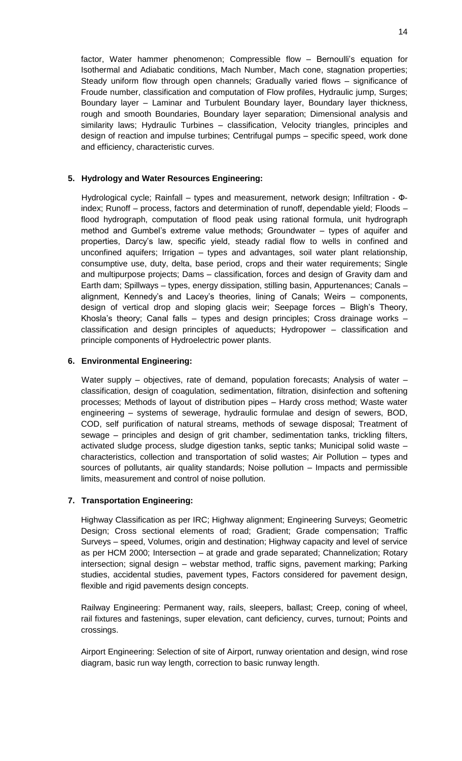factor, Water hammer phenomenon; Compressible flow – Bernoulli's equation for Isothermal and Adiabatic conditions, Mach Number, Mach cone, stagnation properties; Steady uniform flow through open channels; Gradually varied flows – significance of Froude number, classification and computation of Flow profiles, Hydraulic jump, Surges; Boundary layer – Laminar and Turbulent Boundary layer, Boundary layer thickness, rough and smooth Boundaries, Boundary layer separation; Dimensional analysis and similarity laws; Hydraulic Turbines – classification, Velocity triangles, principles and design of reaction and impulse turbines; Centrifugal pumps – specific speed, work done and efficiency, characteristic curves.

**5. Hydrology and Water Resources Engineering:**

Hydrological cycle; Rainfall – types and measurement, network design; Infiltration - Φ-index; Runoff – process, factors and determination of runoff, dependable yield; Floods – flood hydrograph, computation of flood peak using rational formula, unit hydrograph method and Gumbel's extreme value methods; Groundwater – types of aquifer and properties, Darcy's law, specific yield, steady radial flow to wells in confined and unconfined aquifers; Irrigation – types and advantages, soil water plant relationship, consumptive use, duty, delta, base period, crops and their water requirements; Single and multipurpose projects; Dams – classification, forces and design of Gravity dam and Earth dam; Spillways – types, energy dissipation, stilling basin, Appurtenances; Canals – alignment, Kennedy's and Lacey's theories, lining of Canals; Weirs – components, design of vertical drop and sloping glacis weir; Seepage forces – Bligh's Theory, Khosla's theory; Canal falls – types and design principles; Cross drainage works – classification and design principles of aqueducts; Hydropower – classification and principle components of Hydroelectric power plants.

**6. Environmental Engineering:**

Water supply – objectives, rate of demand, population forecasts; Analysis of water – classification, design of coagulation, sedimentation, filtration, disinfection and softening processes; Methods of layout of distribution pipes – Hardy cross method; Waste water engineering – systems of sewerage, hydraulic formulae and design of sewers, BOD, COD, self purification of natural streams, methods of sewage disposal; Treatment of sewage – principles and design of grit chamber, sedimentation tanks, trickling filters, activated sludge process, sludge digestion tanks, septic tanks; Municipal solid waste – characteristics, collection and transportation of solid wastes; Air Pollution – types and sources of pollutants, air quality standards; Noise pollution – Impacts and permissible limits, measurement and control of noise pollution.

**7. Transportation Engineering:**

Highway Classification as per IRC; Highway alignment; Engineering Surveys; Geometric Design; Cross sectional elements of road; Gradient; Grade compensation; Traffic Surveys – speed, Volumes, origin and destination; Highway capacity and level of service as per HCM 2000; Intersection – at grade and grade separated; Channelization; Rotary intersection; signal design – webstar method, traffic signs, pavement marking; Parking studies, accidental studies, pavement types, Factors considered for pavement design, flexible and rigid pavements design concepts.

Railway Engineering: Permanent way, rails, sleepers, ballast; Creep, coning of wheel, rail fixtures and fastenings, super elevation, cant deficiency, curves, turnout; Points and crossings.

Airport Engineering: Selection of site of Airport, runway orientation and design, wind rose diagram, basic run way length, correction to basic runway length.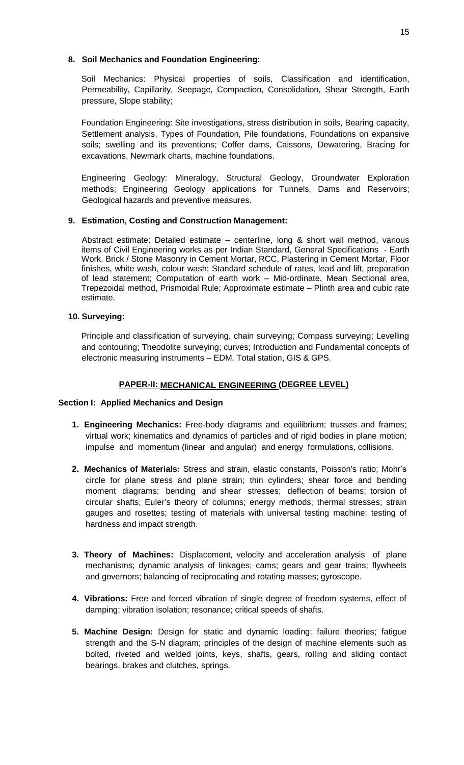**8. Soil Mechanics and Foundation Engineering:**

Soil Mechanics: Physical properties of soils, Classification and identification, Permeability, Capillarity, Seepage, Compaction, Consolidation, Shear Strength, Earth pressure, Slope stability;

Foundation Engineering: Site investigations, stress distribution in soils, Bearing capacity, Settlement analysis, Types of Foundation, Pile foundations, Foundations on expansive soils; swelling and its preventions; Coffer dams, Caissons, Dewatering, Bracing for excavations, Newmark charts, machine foundations.

Engineering Geology: Mineralogy, Structural Geology, Groundwater Exploration methods; Engineering Geology applications for Tunnels, Dams and Reservoirs; Geological hazards and preventive measures.

**9. Estimation, Costing and Construction Management:**

Abstract estimate: Detailed estimate – centerline, long & short wall method, various items of Civil Engineering works as per Indian Standard, General Specifications - Earth Work, Brick / Stone Masonry in Cement Mortar, RCC, Plastering in Cement Mortar, Floor finishes, white wash, colour wash; Standard schedule of rates, lead and lift, preparation of lead statement; Computation of earth work – Mid-ordinate, Mean Sectional area, Trepezoidal method, Prismoidal Rule; Approximate estimate – Plinth area and cubic rate estimate.

**10. Surveying:**

Principle and classification of surveying, chain surveying; Compass surveying; Levelling and contouring; Theodolite surveying; curves; Introduction and Fundamental concepts of electronic measuring instruments – EDM, Total station, GIS & GPS.

## PAPER-II: MECHANICAL ENGINEERING (DEGREE LEVEL)

### Section I: Applied Mechanics and Design

1. **Engineering Mechanics:** Free-body diagrams and equilibrium; trusses and frames; virtual work; kinematics and dynamics of particles and of rigid bodies in plane motion; impulse and momentum (linear and angular) and energy formulations, collisions.

2. **Mechanics of Materials:** Stress and strain, elastic constants, Poisson's ratio; Mohr's circle for plane stress and plane strain; thin cylinders; shear force and bending moment diagrams; bending and shear stresses; deflection of beams; torsion of circular shafts; Euler's theory of columns; energy methods; thermal stresses; strain gauges and rosettes; testing of materials with universal testing machine; testing of hardness and impact strength.

3. **Theory of Machines:** Displacement, velocity and acceleration analysis of plane mechanisms; dynamic analysis of linkages; cams; gears and gear trains; flywheels and governors; balancing of reciprocating and rotating masses; gyroscope.

4. **Vibrations:** Free and forced vibration of single degree of freedom systems, effect of damping; vibration isolation; resonance; critical speeds of shafts.

5. **Machine Design:** Design for static and dynamic loading; failure theories; fatigue strength and the S-N diagram; principles of the design of machine elements such as bolted, riveted and welded joints, keys, shafts, gears, rolling and sliding contact bearings, brakes and clutches, springs.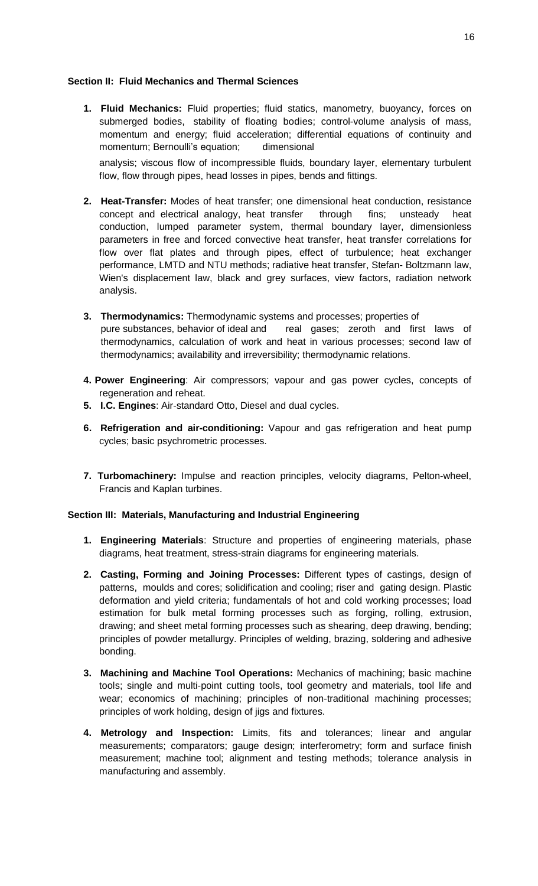**Section II: Fluid Mechanics and Thermal Sciences**

1. **Fluid Mechanics:** Fluid properties; fluid statics, manometry, buoyancy, forces on submerged bodies, stability of floating bodies; control-volume analysis of mass, momentum and energy; fluid acceleration; differential equations of continuity and momentum; Bernoulli's equation; dimensional analysis; viscous flow of incompressible fluids, boundary layer, elementary turbulent flow, flow through pipes, head losses in pipes, bends and fittings.

2. **Heat-Transfer:** Modes of heat transfer; one dimensional heat conduction, resistance concept and electrical analogy, heat transfer through fins; unsteady heat conduction, lumped parameter system, thermal boundary layer, dimensionless parameters in free and forced convective heat transfer, heat transfer correlations for flow over flat plates and through pipes, effect of turbulence; heat exchanger performance, LMTD and NTU methods; radiative heat transfer, Stefan- Boltzmann law, Wien's displacement law, black and grey surfaces, view factors, radiation network analysis.

3. **Thermodynamics:** Thermodynamic systems and processes; properties of pure substances, behavior of ideal and real gases; zeroth and first laws of thermodynamics, calculation of work and heat in various processes; second law of thermodynamics; availability and irreversibility; thermodynamic relations.

4. **Power Engineering**: Air compressors; vapour and gas power cycles, concepts of regeneration and reheat.

5. **I.C. Engines**: Air-standard Otto, Diesel and dual cycles.

6. **Refrigeration and air-conditioning:** Vapour and gas refrigeration and heat pump cycles; basic psychrometric processes.

7. **Turbomachinery:** Impulse and reaction principles, velocity diagrams, Pelton-wheel, Francis and Kaplan turbines.

**Section III: Materials, Manufacturing and Industrial Engineering**

1. **Engineering Materials**: Structure and properties of engineering materials, phase diagrams, heat treatment, stress-strain diagrams for engineering materials.

2. **Casting, Forming and Joining Processes:** Different types of castings, design of patterns, moulds and cores; solidification and cooling; riser and gating design. Plastic deformation and yield criteria; fundamentals of hot and cold working processes; load estimation for bulk metal forming processes such as forging, rolling, extrusion, drawing; and sheet metal forming processes such as shearing, deep drawing, bending; principles of powder metallurgy. Principles of welding, brazing, soldering and adhesive bonding.

3. **Machining and Machine Tool Operations:** Mechanics of machining; basic machine tools; single and multi-point cutting tools, tool geometry and materials, tool life and wear; economics of machining; principles of non-traditional machining processes; principles of work holding, design of jigs and fixtures.

4. **Metrology and Inspection:** Limits, fits and tolerances; linear and angular measurements; comparators; gauge design; interferometry; form and surface finish measurement; machine tool; alignment and testing methods; tolerance analysis in manufacturing and assembly.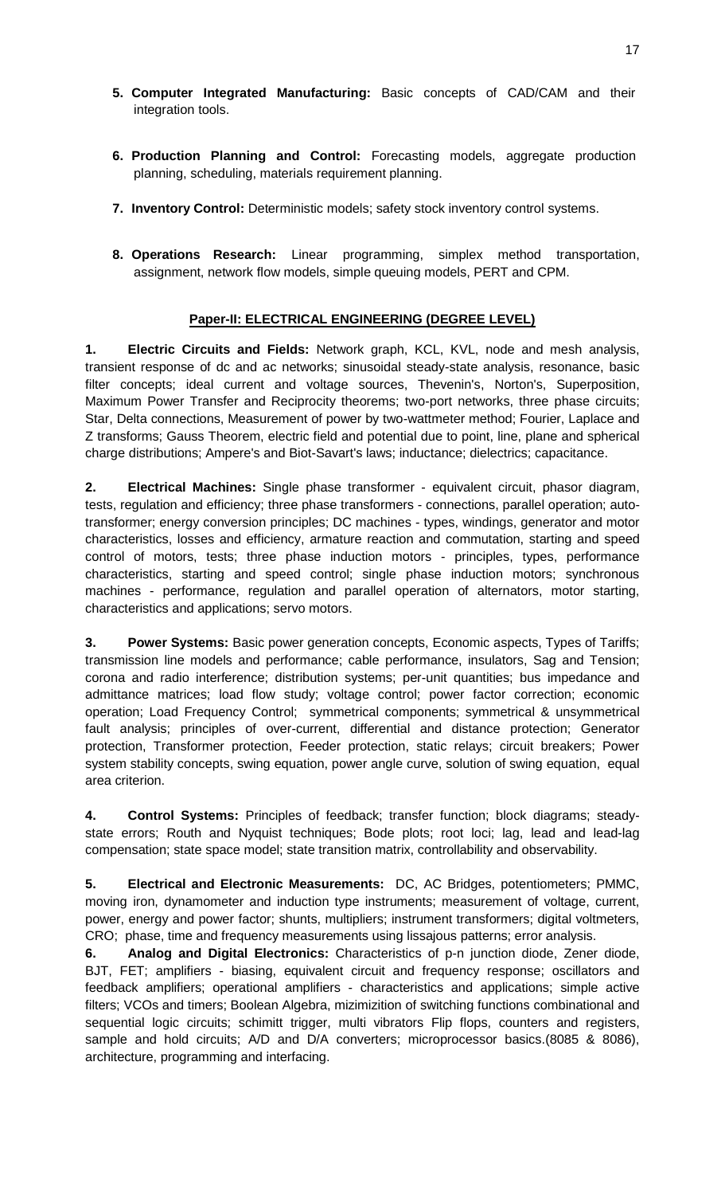5. **Computer Integrated Manufacturing:** Basic concepts of CAD/CAM and their integration tools.

6. **Production Planning and Control:** Forecasting models, aggregate production planning, scheduling, materials requirement planning.

7. **Inventory Control:** Deterministic models; safety stock inventory control systems.

8. **Operations Research:** Linear programming, simplex method transportation, assignment, network flow models, simple queuing models, PERT and CPM.

## Paper-II: ELECTRICAL ENGINEERING (DEGREE LEVEL)

**1. Electric Circuits and Fields:** Network graph, KCL, KVL, node and mesh analysis, transient response of dc and ac networks; sinusoidal steady-state analysis, resonance, basic filter concepts; ideal current and voltage sources, Thevenin's, Norton's, Superposition, Maximum Power Transfer and Reciprocity theorems; two-port networks, three phase circuits; Star, Delta connections, Measurement of power by two-wattmeter method; Fourier, Laplace and Z transforms; Gauss Theorem, electric field and potential due to point, line, plane and spherical charge distributions; Ampere's and Biot-Savart's laws; inductance; dielectrics; capacitance.

**2. Electrical Machines:** Single phase transformer - equivalent circuit, phasor diagram, tests, regulation and efficiency; three phase transformers - connections, parallel operation; auto-transformer; energy conversion principles; DC machines - types, windings, generator and motor characteristics, losses and efficiency, armature reaction and commutation, starting and speed control of motors, tests; three phase induction motors - principles, types, performance characteristics, starting and speed control; single phase induction motors; synchronous machines - performance, regulation and parallel operation of alternators, motor starting, characteristics and applications; servo motors.

**3. Power Systems:** Basic power generation concepts, Economic aspects, Types of Tariffs; transmission line models and performance; cable performance, insulators, Sag and Tension; corona and radio interference; distribution systems; per-unit quantities; bus impedance and admittance matrices; load flow study; voltage control; power factor correction; economic operation; Load Frequency Control; symmetrical components; symmetrical & unsymmetrical fault analysis; principles of over-current, differential and distance protection; Generator protection, Transformer protection, Feeder protection, static relays; circuit breakers; Power system stability concepts, swing equation, power angle curve, solution of swing equation, equal area criterion.

**4. Control Systems:** Principles of feedback; transfer function; block diagrams; steady-state errors; Routh and Nyquist techniques; Bode plots; root loci; lag, lead and lead-lag compensation; state space model; state transition matrix, controllability and observability.

**5. Electrical and Electronic Measurements:** DC, AC Bridges, potentiometers; PMMC, moving iron, dynamometer and induction type instruments; measurement of voltage, current, power, energy and power factor; shunts, multipliers; instrument transformers; digital voltmeters, CRO; phase, time and frequency measurements using lissajous patterns; error analysis.

**6. Analog and Digital Electronics:** Characteristics of p-n junction diode, Zener diode, BJT, FET; amplifiers - biasing, equivalent circuit and frequency response; oscillators and feedback amplifiers; operational amplifiers - characteristics and applications; simple active filters; VCOs and timers; Boolean Algebra, mizimizition of switching functions combinational and sequential logic circuits; schimitt trigger, multi vibrators Flip flops, counters and registers, sample and hold circuits; A/D and D/A converters; microprocessor basics.(8085 & 8086), architecture, programming and interfacing.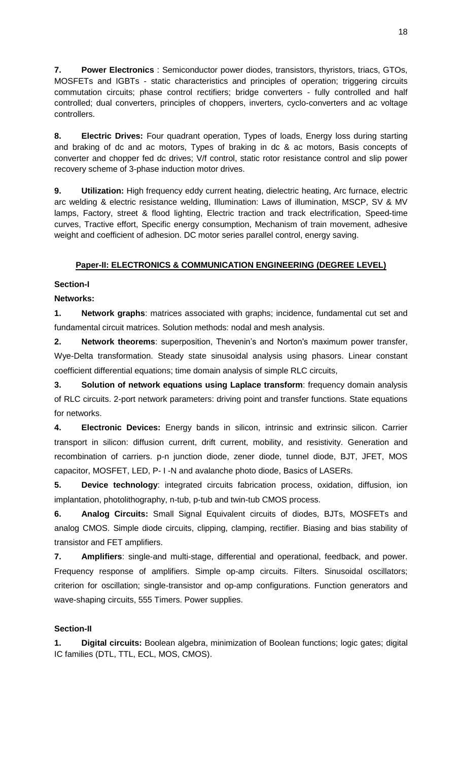**7. Power Electronics** : Semiconductor power diodes, transistors, thyristors, triacs, GTOs, MOSFETs and IGBTs - static characteristics and principles of operation; triggering circuits commutation circuits; phase control rectifiers; bridge converters - fully controlled and half controlled; dual converters, principles of choppers, inverters, cyclo-converters and ac voltage controllers.

**8. Electric Drives:** Four quadrant operation, Types of loads, Energy loss during starting and braking of dc and ac motors, Types of braking in dc & ac motors, Basis concepts of converter and chopper fed dc drives; V/f control, static rotor resistance control and slip power recovery scheme of 3-phase induction motor drives.

**9. Utilization:** High frequency eddy current heating, dielectric heating, Arc furnace, electric arc welding & electric resistance welding, Illumination: Laws of illumination, MSCP, SV & MV lamps, Factory, street & flood lighting, Electric traction and track electrification, Speed-time curves, Tractive effort, Specific energy consumption, Mechanism of train movement, adhesive weight and coefficient of adhesion. DC motor series parallel control, energy saving.

## Paper-II: ELECTRONICS & COMMUNICATION ENGINEERING (DEGREE LEVEL)

### Section-I

**Networks:**

**1. Network graphs**: matrices associated with graphs; incidence, fundamental cut set and fundamental circuit matrices. Solution methods: nodal and mesh analysis.

**2. Network theorems**: superposition, Thevenin's and Norton's maximum power transfer, Wye-Delta transformation. Steady state sinusoidal analysis using phasors. Linear constant coefficient differential equations; time domain analysis of simple RLC circuits,

**3. Solution of network equations using Laplace transform**: frequency domain analysis of RLC circuits. 2-port network parameters: driving point and transfer functions. State equations for networks.

**4. Electronic Devices:** Energy bands in silicon, intrinsic and extrinsic silicon. Carrier transport in silicon: diffusion current, drift current, mobility, and resistivity. Generation and recombination of carriers. p-n junction diode, zener diode, tunnel diode, BJT, JFET, MOS capacitor, MOSFET, LED, P- I -N and avalanche photo diode, Basics of LASERs.

**5. Device technology**: integrated circuits fabrication process, oxidation, diffusion, ion implantation, photolithography, n-tub, p-tub and twin-tub CMOS process.

**6. Analog Circuits:** Small Signal Equivalent circuits of diodes, BJTs, MOSFETs and analog CMOS. Simple diode circuits, clipping, clamping, rectifier. Biasing and bias stability of transistor and FET amplifiers.

**7. Amplifiers**: single-and multi-stage, differential and operational, feedback, and power. Frequency response of amplifiers. Simple op-amp circuits. Filters. Sinusoidal oscillators; criterion for oscillation; single-transistor and op-amp configurations. Function generators and wave-shaping circuits, 555 Timers. Power supplies.

### Section-II

**1. Digital circuits:** Boolean algebra, minimization of Boolean functions; logic gates; digital IC families (DTL, TTL, ECL, MOS, CMOS).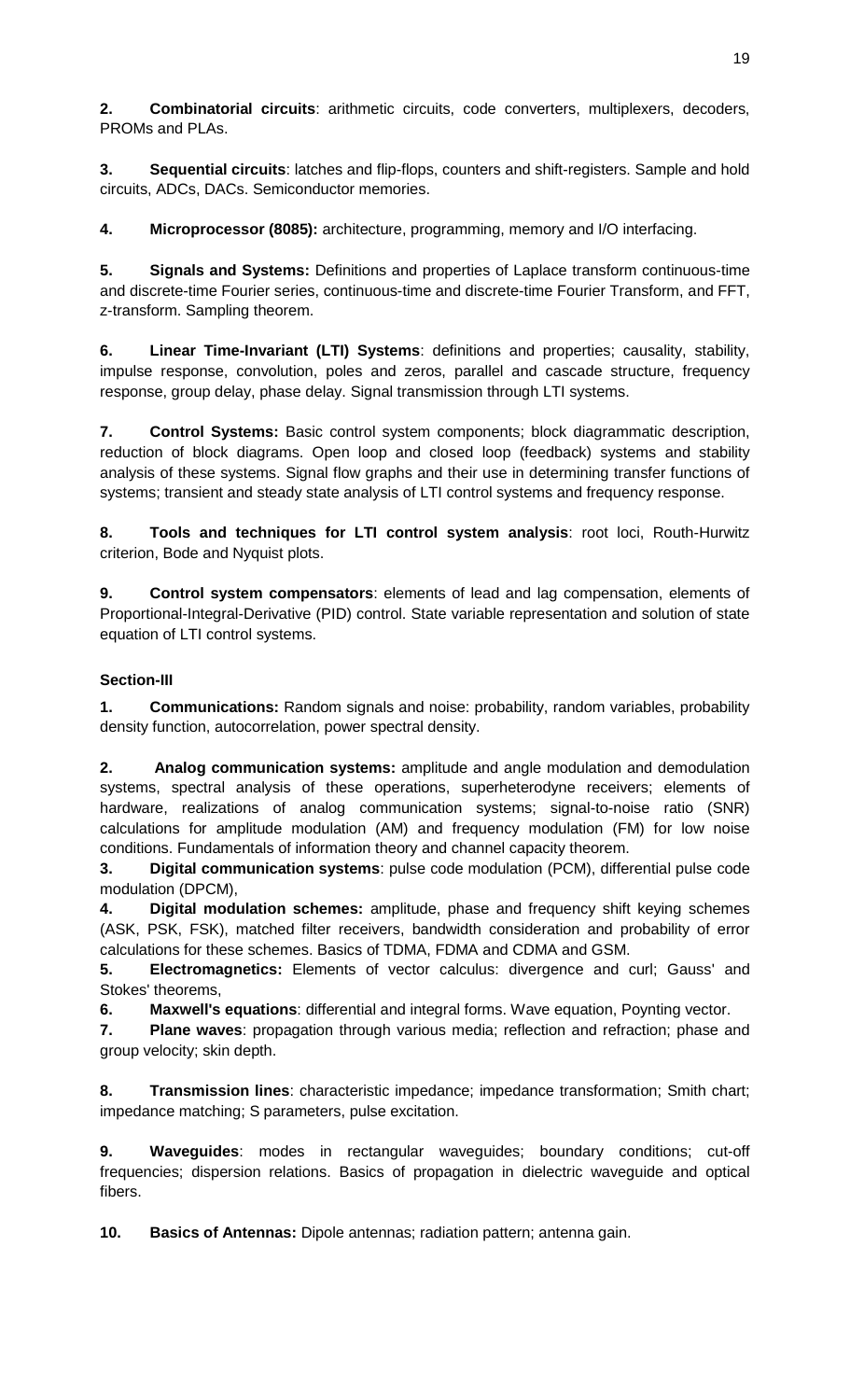**2.** **Combinatorial circuits**: arithmetic circuits, code converters, multiplexers, decoders, PROMs and PLAs.

**3.** **Sequential circuits**: latches and flip-flops, counters and shift-registers. Sample and hold circuits, ADCs, DACs. Semiconductor memories.

**4.** **Microprocessor (8085):** architecture, programming, memory and I/O interfacing.

**5.** **Signals and Systems:** Definitions and properties of Laplace transform continuous-time and discrete-time Fourier series, continuous-time and discrete-time Fourier Transform, and FFT, z-transform. Sampling theorem.

**6.** **Linear Time-Invariant (LTI) Systems**: definitions and properties; causality, stability, impulse response, convolution, poles and zeros, parallel and cascade structure, frequency response, group delay, phase delay. Signal transmission through LTI systems.

**7.** **Control Systems:** Basic control system components; block diagrammatic description, reduction of block diagrams. Open loop and closed loop (feedback) systems and stability analysis of these systems. Signal flow graphs and their use in determining transfer functions of systems; transient and steady state analysis of LTI control systems and frequency response.

**8.** **Tools and techniques for LTI control system analysis**: root loci, Routh-Hurwitz criterion, Bode and Nyquist plots.

**9.** **Control system compensators**: elements of lead and lag compensation, elements of Proportional-Integral-Derivative (PID) control. State variable representation and solution of state equation of LTI control systems.

**Section-III**

**1.** **Communications:** Random signals and noise: probability, random variables, probability density function, autocorrelation, power spectral density.

**2.** **Analog communication systems:** amplitude and angle modulation and demodulation systems, spectral analysis of these operations, superheterodyne receivers; elements of hardware, realizations of analog communication systems; signal-to-noise ratio (SNR) calculations for amplitude modulation (AM) and frequency modulation (FM) for low noise conditions. Fundamentals of information theory and channel capacity theorem.

**3.** **Digital communication systems**: pulse code modulation (PCM), differential pulse code modulation (DPCM),

**4.** **Digital modulation schemes:** amplitude, phase and frequency shift keying schemes (ASK, PSK, FSK), matched filter receivers, bandwidth consideration and probability of error calculations for these schemes. Basics of TDMA, FDMA and CDMA and GSM.

**5.** **Electromagnetics:** Elements of vector calculus: divergence and curl; Gauss' and Stokes' theorems,

**6.** **Maxwell's equations**: differential and integral forms. Wave equation, Poynting vector.

**7.** **Plane waves**: propagation through various media; reflection and refraction; phase and group velocity; skin depth.

**8.** **Transmission lines**: characteristic impedance; impedance transformation; Smith chart; impedance matching; S parameters, pulse excitation.

**9.** **Waveguides**: modes in rectangular waveguides; boundary conditions; cut-off frequencies; dispersion relations. Basics of propagation in dielectric waveguide and optical fibers.

**10.** **Basics of Antennas:** Dipole antennas; radiation pattern; antenna gain.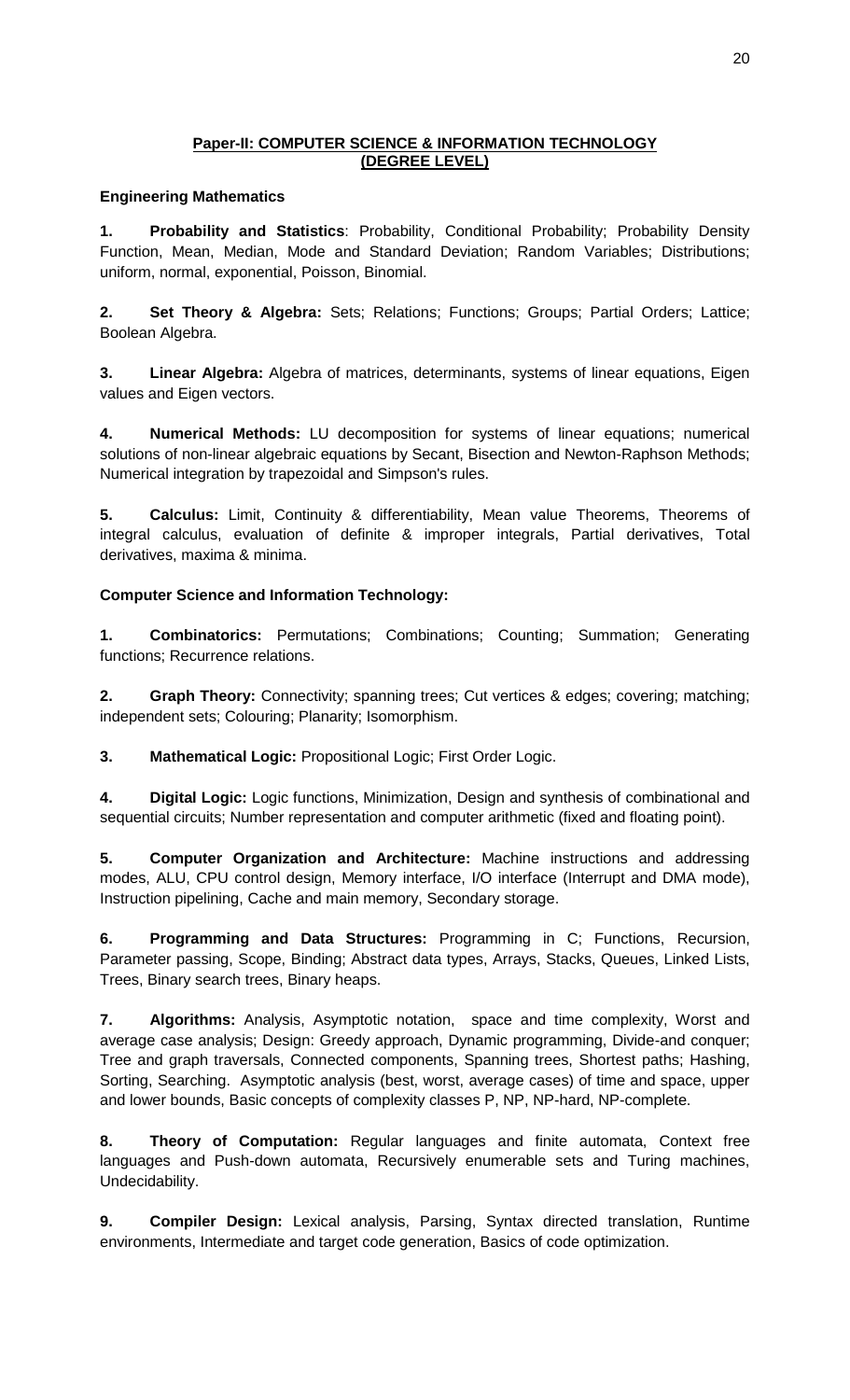## Paper-II: COMPUTER SCIENCE & INFORMATION TECHNOLOGY (DEGREE LEVEL)

**Engineering Mathematics**

**1. Probability and Statistics**: Probability, Conditional Probability; Probability Density Function, Mean, Median, Mode and Standard Deviation; Random Variables; Distributions; uniform, normal, exponential, Poisson, Binomial.

**2. Set Theory & Algebra:** Sets; Relations; Functions; Groups; Partial Orders; Lattice; Boolean Algebra.

**3. Linear Algebra:** Algebra of matrices, determinants, systems of linear equations, Eigen values and Eigen vectors.

**4. Numerical Methods:** LU decomposition for systems of linear equations; numerical solutions of non-linear algebraic equations by Secant, Bisection and Newton-Raphson Methods; Numerical integration by trapezoidal and Simpson's rules.

**5. Calculus:** Limit, Continuity & differentiability, Mean value Theorems, Theorems of integral calculus, evaluation of definite & improper integrals, Partial derivatives, Total derivatives, maxima & minima.

**Computer Science and Information Technology:**

**1. Combinatorics:** Permutations; Combinations; Counting; Summation; Generating functions; Recurrence relations.

**2. Graph Theory:** Connectivity; spanning trees; Cut vertices & edges; covering; matching; independent sets; Colouring; Planarity; Isomorphism.

**3. Mathematical Logic:** Propositional Logic; First Order Logic.

**4. Digital Logic:** Logic functions, Minimization, Design and synthesis of combinational and sequential circuits; Number representation and computer arithmetic (fixed and floating point).

**5. Computer Organization and Architecture:** Machine instructions and addressing modes, ALU, CPU control design, Memory interface, I/O interface (Interrupt and DMA mode), Instruction pipelining, Cache and main memory, Secondary storage.

**6. Programming and Data Structures:** Programming in C; Functions, Recursion, Parameter passing, Scope, Binding; Abstract data types, Arrays, Stacks, Queues, Linked Lists, Trees, Binary search trees, Binary heaps.

**7. Algorithms:** Analysis, Asymptotic notation, space and time complexity, Worst and average case analysis; Design: Greedy approach, Dynamic programming, Divide-and conquer; Tree and graph traversals, Connected components, Spanning trees, Shortest paths; Hashing, Sorting, Searching. Asymptotic analysis (best, worst, average cases) of time and space, upper and lower bounds, Basic concepts of complexity classes P, NP, NP-hard, NP-complete.

**8. Theory of Computation:** Regular languages and finite automata, Context free languages and Push-down automata, Recursively enumerable sets and Turing machines, Undecidability.

**9. Compiler Design:** Lexical analysis, Parsing, Syntax directed translation, Runtime environments, Intermediate and target code generation, Basics of code optimization.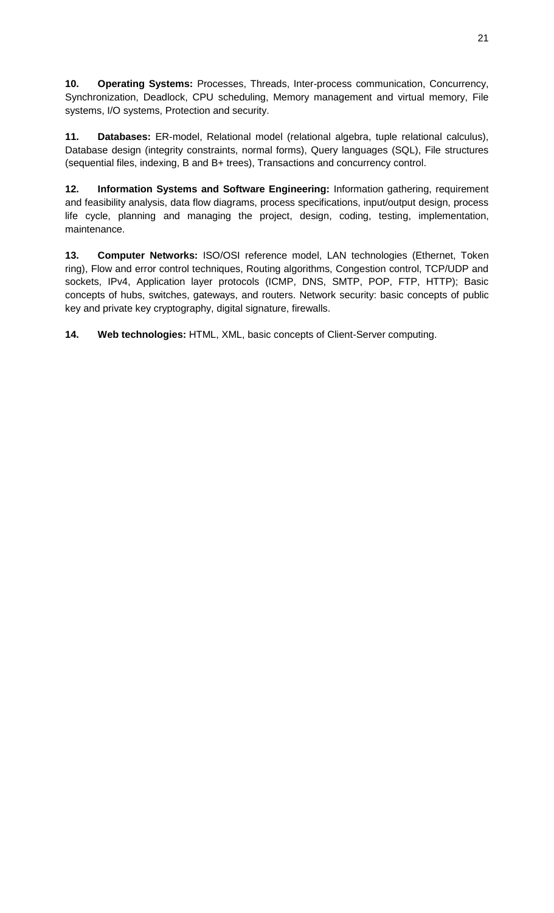**10. Operating Systems:** Processes, Threads, Inter-process communication, Concurrency, Synchronization, Deadlock, CPU scheduling, Memory management and virtual memory, File systems, I/O systems, Protection and security.

**11. Databases:** ER-model, Relational model (relational algebra, tuple relational calculus), Database design (integrity constraints, normal forms), Query languages (SQL), File structures (sequential files, indexing, B and B+ trees), Transactions and concurrency control.

**12. Information Systems and Software Engineering:** Information gathering, requirement and feasibility analysis, data flow diagrams, process specifications, input/output design, process life cycle, planning and managing the project, design, coding, testing, implementation, maintenance.

**13. Computer Networks:** ISO/OSI reference model, LAN technologies (Ethernet, Token ring), Flow and error control techniques, Routing algorithms, Congestion control, TCP/UDP and sockets, IPv4, Application layer protocols (ICMP, DNS, SMTP, POP, FTP, HTTP); Basic concepts of hubs, switches, gateways, and routers. Network security: basic concepts of public key and private key cryptography, digital signature, firewalls.

**14. Web technologies:** HTML, XML, basic concepts of Client-Server computing.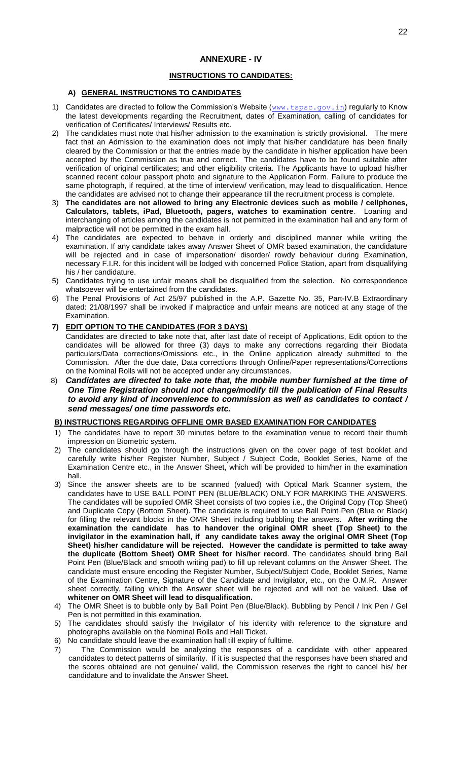## ANNEXURE - IV

### INSTRUCTIONS TO CANDIDATES:

#### A) GENERAL INSTRUCTIONS TO CANDIDATES

1) Candidates are directed to follow the Commission's Website (www.tspsc.gov.in) regularly to Know the latest developments regarding the Recruitment, dates of Examination, calling of candidates for verification of Certificates/ Interviews/ Results etc.
2) The candidates must note that his/her admission to the examination is strictly provisional. The mere fact that an Admission to the examination does not imply that his/her candidature has been finally cleared by the Commission or that the entries made by the candidate in his/her application have been accepted by the Commission as true and correct. The candidates have to be found suitable after verification of original certificates; and other eligibility criteria. The Applicants have to upload his/her scanned recent colour passport photo and signature to the Application Form. Failure to produce the same photograph, if required, at the time of interview/ verification, may lead to disqualification. Hence the candidates are advised not to change their appearance till the recruitment process is complete.
3) **The candidates are not allowed to bring any Electronic devices such as mobile / cellphones, Calculators, tablets, iPad, Bluetooth, pagers, watches to examination centre**. Loaning and interchanging of articles among the candidates is not permitted in the examination hall and any form of malpractice will not be permitted in the exam hall.
4) The candidates are expected to behave in orderly and disciplined manner while writing the examination. If any candidate takes away Answer Sheet of OMR based examination, the candidature will be rejected and in case of impersonation/ disorder/ rowdy behaviour during Examination, necessary F.I.R. for this incident will be lodged with concerned Police Station, apart from disqualifying his / her candidature.
5) Candidates trying to use unfair means shall be disqualified from the selection. No correspondence whatsoever will be entertained from the candidates.
6) The Penal Provisions of Act 25/97 published in the A.P. Gazette No. 35, Part-IV.B Extraordinary dated: 21/08/1997 shall be invoked if malpractice and unfair means are noticed at any stage of the Examination.
7) **EDIT OPTION TO THE CANDIDATES (FOR 3 DAYS)**
   Candidates are directed to take note that, after last date of receipt of Applications, Edit option to the candidates will be allowed for three (3) days to make any corrections regarding their Biodata particulars/Data corrections/Omissions etc., in the Online application already submitted to the Commission. After the due date, Data corrections through Online/Paper representations/Corrections on the Nominal Rolls will not be accepted under any circumstances.
8) ***Candidates are directed to take note that, the mobile number furnished at the time of One Time Registration should not change/modify till the publication of Final Results to avoid any kind of inconvenience to commission as well as candidates to contact / send messages/ one time passwords etc.***

#### B) INSTRUCTIONS REGARDING OFFLINE OMR BASED EXAMINATION FOR CANDIDATES

1) The candidates have to report 30 minutes before to the examination venue to record their thumb impression on Biometric system.
2) The candidates should go through the instructions given on the cover page of test booklet and carefully write his/her Register Number, Subject / Subject Code, Booklet Series, Name of the Examination Centre etc., in the Answer Sheet, which will be provided to him/her in the examination hall.
3) Since the answer sheets are to be scanned (valued) with Optical Mark Scanner system, the candidates have to USE BALL POINT PEN (BLUE/BLACK) ONLY FOR MARKING THE ANSWERS. The candidates will be supplied OMR Sheet consists of two copies i.e., the Original Copy (Top Sheet) and Duplicate Copy (Bottom Sheet). The candidate is required to use Ball Point Pen (Blue or Black) for filling the relevant blocks in the OMR Sheet including bubbling the answers. **After writing the examination the candidate has to handover the original OMR sheet (Top Sheet) to the invigilator in the examination hall, if any candidate takes away the original OMR Sheet (Top Sheet) his/her candidature will be rejected. However the candidate is permitted to take away the duplicate (Bottom Sheet) OMR Sheet for his/her record**. The candidates should bring Ball Point Pen (Blue/Black and smooth writing pad) to fill up relevant columns on the Answer Sheet. The candidate must ensure encoding the Register Number, Subject/Subject Code, Booklet Series, Name of the Examination Centre, Signature of the Candidate and Invigilator, etc., on the O.M.R. Answer sheet correctly, failing which the Answer sheet will be rejected and will not be valued. **Use of whitener on OMR Sheet will lead to disqualification.**
4) The OMR Sheet is to bubble only by Ball Point Pen (Blue/Black). Bubbling by Pencil / Ink Pen / Gel Pen is not permitted in this examination.
5) The candidates should satisfy the Invigilator of his identity with reference to the signature and photographs available on the Nominal Rolls and Hall Ticket.
6) No candidate should leave the examination hall till expiry of fulltime.
7) The Commission would be analyzing the responses of a candidate with other appeared candidates to detect patterns of similarity. If it is suspected that the responses have been shared and the scores obtained are not genuine/ valid, the Commission reserves the right to cancel his/ her candidature and to invalidate the Answer Sheet.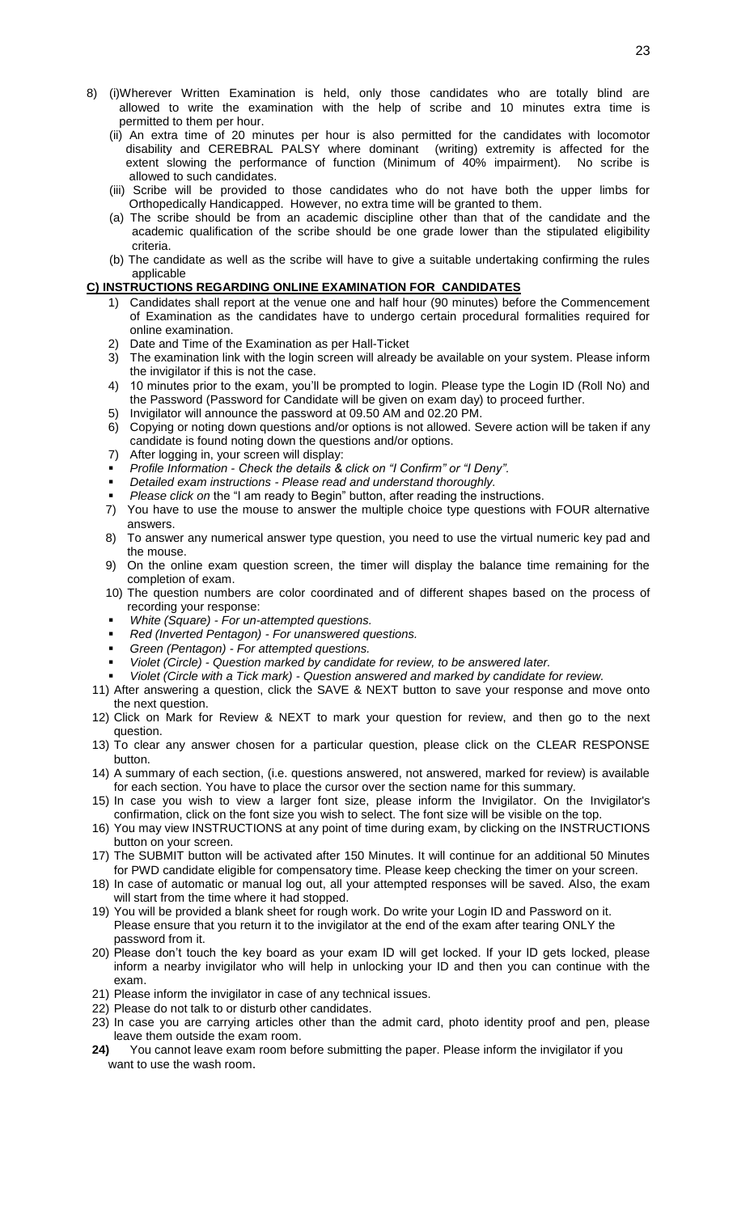8) (i)Wherever Written Examination is held, only those candidates who are totally blind are allowed to write the examination with the help of scribe and 10 minutes extra time is permitted to them per hour.

   (ii) An extra time of 20 minutes per hour is also permitted for the candidates with locomotor disability and CEREBRAL PALSY where dominant (writing) extremity is affected for the extent slowing the performance of function (Minimum of 40% impairment). No scribe is allowed to such candidates.

   (iii) Scribe will be provided to those candidates who do not have both the upper limbs for Orthopedically Handicapped. However, no extra time will be granted to them.

   (a) The scribe should be from an academic discipline other than that of the candidate and the academic qualification of the scribe should be one grade lower than the stipulated eligibility criteria.

   (b) The candidate as well as the scribe will have to give a suitable undertaking confirming the rules applicable

**C) INSTRUCTIONS REGARDING ONLINE EXAMINATION FOR CANDIDATES**

1) Candidates shall report at the venue one and half hour (90 minutes) before the Commencement of Examination as the candidates have to undergo certain procedural formalities required for online examination.
2) Date and Time of the Examination as per Hall-Ticket
3) The examination link with the login screen will already be available on your system. Please inform the invigilator if this is not the case.
4) 10 minutes prior to the exam, you'll be prompted to login. Please type the Login ID (Roll No) and the Password (Password for Candidate will be given on exam day) to proceed further.
5) Invigilator will announce the password at 09.50 AM and 02.20 PM.
6) Copying or noting down questions and/or options is not allowed. Severe action will be taken if any candidate is found noting down the questions and/or options.
7) After logging in, your screen will display:
   - *Profile Information - Check the details & click on "I Confirm" or "I Deny".*
   - *Detailed exam instructions - Please read and understand thoroughly.*
   - *Please click on* the "I am ready to Begin" button, after reading the instructions.
7) You have to use the mouse to answer the multiple choice type questions with FOUR alternative answers.
8) To answer any numerical answer type question, you need to use the virtual numeric key pad and the mouse.
9) On the online exam question screen, the timer will display the balance time remaining for the completion of exam.
10) The question numbers are color coordinated and of different shapes based on the process of recording your response:
   - *White (Square) - For un-attempted questions.*
   - *Red (Inverted Pentagon) - For unanswered questions.*
   - *Green (Pentagon) - For attempted questions.*
   - *Violet (Circle) - Question marked by candidate for review, to be answered later.*
   - *Violet (Circle with a Tick mark) - Question answered and marked by candidate for review.*
11) After answering a question, click the SAVE & NEXT button to save your response and move onto the next question.
12) Click on Mark for Review & NEXT to mark your question for review, and then go to the next question.
13) To clear any answer chosen for a particular question, please click on the CLEAR RESPONSE button.
14) A summary of each section, (i.e. questions answered, not answered, marked for review) is available for each section. You have to place the cursor over the section name for this summary.
15) In case you wish to view a larger font size, please inform the Invigilator. On the Invigilator's confirmation, click on the font size you wish to select. The font size will be visible on the top.
16) You may view INSTRUCTIONS at any point of time during exam, by clicking on the INSTRUCTIONS button on your screen.
17) The SUBMIT button will be activated after 150 Minutes. It will continue for an additional 50 Minutes for PWD candidate eligible for compensatory time. Please keep checking the timer on your screen.
18) In case of automatic or manual log out, all your attempted responses will be saved. Also, the exam will start from the time where it had stopped.
19) You will be provided a blank sheet for rough work. Do write your Login ID and Password on it. Please ensure that you return it to the invigilator at the end of the exam after tearing ONLY the password from it.
20) Please don't touch the key board as your exam ID will get locked. If your ID gets locked, please inform a nearby invigilator who will help in unlocking your ID and then you can continue with the exam.
21) Please inform the invigilator in case of any technical issues.
22) Please do not talk to or disturb other candidates.
23) In case you are carrying articles other than the admit card, photo identity proof and pen, please leave them outside the exam room.
24) You cannot leave exam room before submitting the paper. Please inform the invigilator if you want to use the wash room.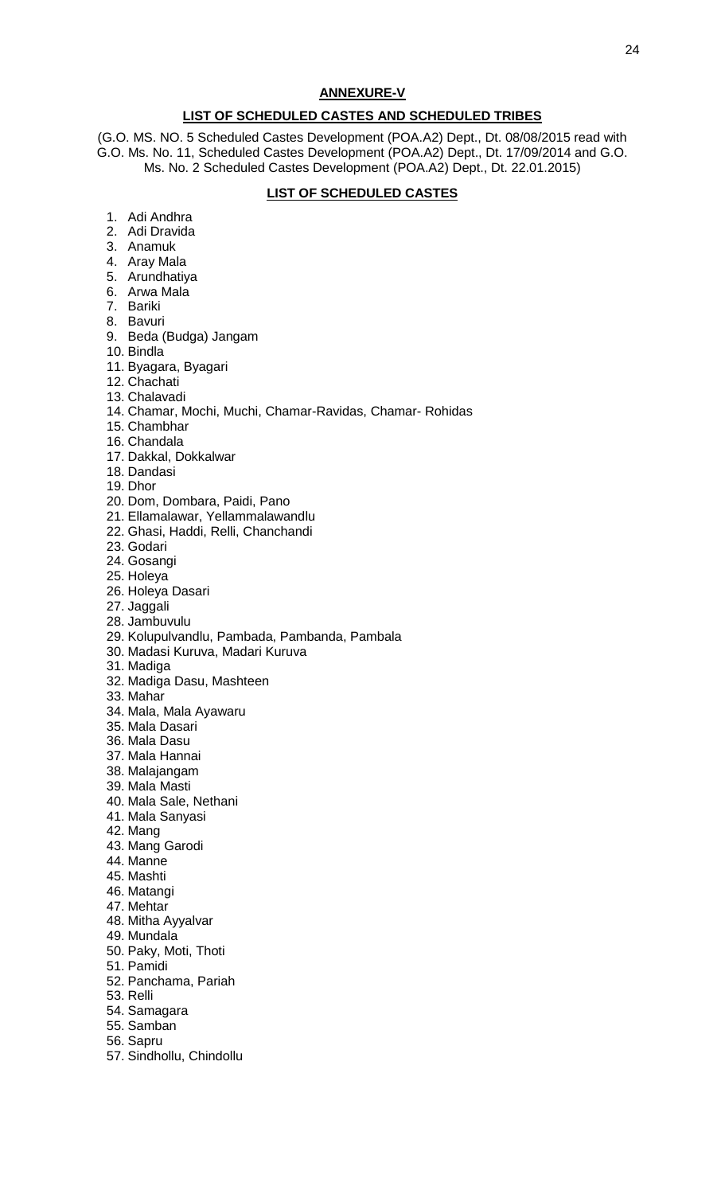## ANNEXURE-V

## LIST OF SCHEDULED CASTES AND SCHEDULED TRIBES

(G.O. MS. NO. 5 Scheduled Castes Development (POA.A2) Dept., Dt. 08/08/2015 read with G.O. Ms. No. 11, Scheduled Castes Development (POA.A2) Dept., Dt. 17/09/2014 and G.O. Ms. No. 2 Scheduled Castes Development (POA.A2) Dept., Dt. 22.01.2015)

### LIST OF SCHEDULED CASTES

1. Adi Andhra
2. Adi Dravida
3. Anamuk
4. Aray Mala
5. Arundhatiya
6. Arwa Mala
7. Bariki
8. Bavuri
9. Beda (Budga) Jangam
10. Bindla
11. Byagara, Byagari
12. Chachati
13. Chalavadi
14. Chamar, Mochi, Muchi, Chamar-Ravidas, Chamar- Rohidas
15. Chambhar
16. Chandala
17. Dakkal, Dokkalwar
18. Dandasi
19. Dhor
20. Dom, Dombara, Paidi, Pano
21. Ellamalawar, Yellammalawandlu
22. Ghasi, Haddi, Relli, Chanchandi
23. Godari
24. Gosangi
25. Holeya
26. Holeya Dasari
27. Jaggali
28. Jambuvulu
29. Kolupulvandlu, Pambada, Pambanda, Pambala
30. Madasi Kuruva, Madari Kuruva
31. Madiga
32. Madiga Dasu, Mashteen
33. Mahar
34. Mala, Mala Ayawaru
35. Mala Dasari
36. Mala Dasu
37. Mala Hannai
38. Malajangam
39. Mala Masti
40. Mala Sale, Nethani
41. Mala Sanyasi
42. Mang
43. Mang Garodi
44. Manne
45. Mashti
46. Matangi
47. Mehtar
48. Mitha Ayyalvar
49. Mundala
50. Paky, Moti, Thoti
51. Pamidi
52. Panchama, Pariah
53. Relli
54. Samagara
55. Samban
56. Sapru
57. Sindhollu, Chindollu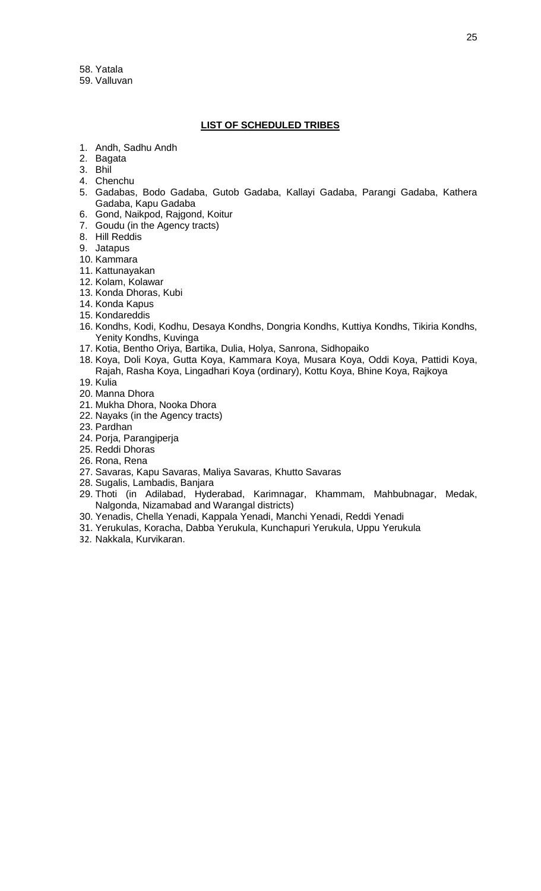58. Yatala
59. Valluvan

## LIST OF SCHEDULED TRIBES

1. Andh, Sadhu Andh
2. Bagata
3. Bhil
4. Chenchu
5. Gadabas, Bodo Gadaba, Gutob Gadaba, Kallayi Gadaba, Parangi Gadaba, Kathera Gadaba, Kapu Gadaba
6. Gond, Naikpod, Rajgond, Koitur
7. Goudu (in the Agency tracts)
8. Hill Reddis
9. Jatapus
10. Kammara
11. Kattunayakan
12. Kolam, Kolawar
13. Konda Dhoras, Kubi
14. Konda Kapus
15. Kondareddis
16. Kondhs, Kodi, Kodhu, Desaya Kondhs, Dongria Kondhs, Kuttiya Kondhs, Tikiria Kondhs, Yenity Kondhs, Kuvinga
17. Kotia, Bentho Oriya, Bartika, Dulia, Holya, Sanrona, Sidhopaiko
18. Koya, Doli Koya, Gutta Koya, Kammara Koya, Musara Koya, Oddi Koya, Pattidi Koya, Rajah, Rasha Koya, Lingadhari Koya (ordinary), Kottu Koya, Bhine Koya, Rajkoya
19. Kulia
20. Manna Dhora
21. Mukha Dhora, Nooka Dhora
22. Nayaks (in the Agency tracts)
23. Pardhan
24. Porja, Parangiperja
25. Reddi Dhoras
26. Rona, Rena
27. Savaras, Kapu Savaras, Maliya Savaras, Khutto Savaras
28. Sugalis, Lambadis, Banjara
29. Thoti (in Adilabad, Hyderabad, Karimnagar, Khammam, Mahbubnagar, Medak, Nalgonda, Nizamabad and Warangal districts)
30. Yenadis, Chella Yenadi, Kappala Yenadi, Manchi Yenadi, Reddi Yenadi
31. Yerukulas, Koracha, Dabba Yerukula, Kunchapuri Yerukula, Uppu Yerukula
32. Nakkala, Kurvikaran.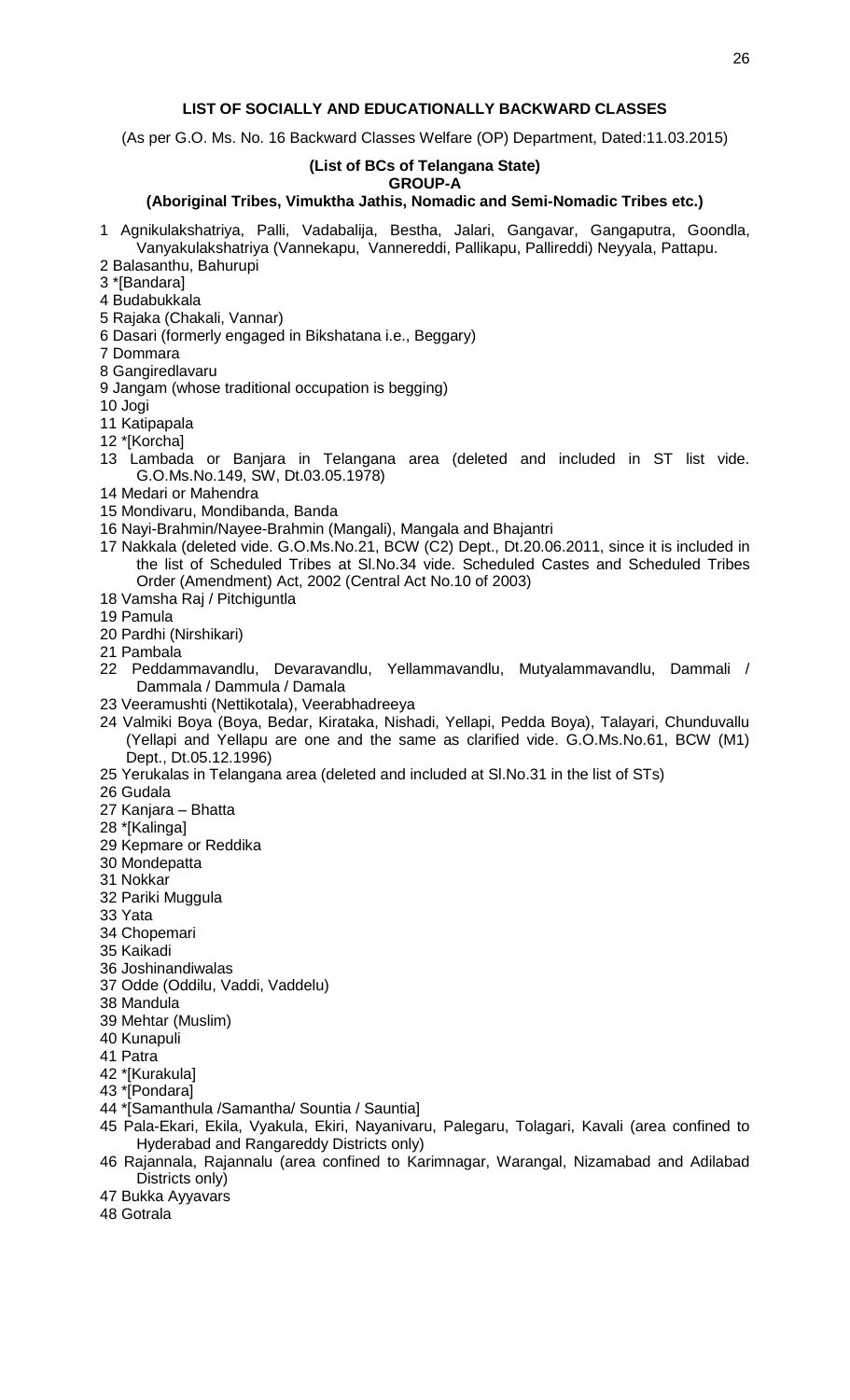## LIST OF SOCIALLY AND EDUCATIONALLY BACKWARD CLASSES

(As per G.O. Ms. No. 16 Backward Classes Welfare (OP) Department, Dated:11.03.2015)

**(List of BCs of Telangana State)**
**GROUP-A**
**(Aboriginal Tribes, Vimuktha Jathis, Nomadic and Semi-Nomadic Tribes etc.)**

1 Agnikulakshatriya, Palli, Vadabalija, Bestha, Jalari, Gangavar, Gangaputra, Goondla, Vanyakulakshatriya (Vannekapu, Vannereddi, Pallikapu, Pallireddi) Neyyala, Pattapu.
2 Balasanthu, Bahurupi
3 *[Bandara]
4 Budabukkala
5 Rajaka (Chakali, Vannar)
6 Dasari (formerly engaged in Bikshatana i.e., Beggary)
7 Dommara
8 Gangiredlavaru
9 Jangam (whose traditional occupation is begging)
10 Jogi
11 Katipapala
12 *[Korcha]
13 Lambada or Banjara in Telangana area (deleted and included in ST list vide. G.O.Ms.No.149, SW, Dt.03.05.1978)
14 Medari or Mahendra
15 Mondivaru, Mondibanda, Banda
16 Nayi-Brahmin/Nayee-Brahmin (Mangali), Mangala and Bhajantri
17 Nakkala (deleted vide. G.O.Ms.No.21, BCW (C2) Dept., Dt.20.06.2011, since it is included in the list of Scheduled Tribes at Sl.No.34 vide. Scheduled Castes and Scheduled Tribes Order (Amendment) Act, 2002 (Central Act No.10 of 2003)
18 Vamsha Raj / Pitchiguntla
19 Pamula
20 Pardhi (Nirshikari)
21 Pambala
22 Peddammavandlu, Devaravandlu, Yellammavandlu, Mutyalammavandlu, Dammali / Dammala / Dammula / Damala
23 Veeramushti (Nettikotala), Veerabhadreeya
24 Valmiki Boya (Boya, Bedar, Kirataka, Nishadi, Yellapi, Pedda Boya), Talayari, Chunduvallu (Yellapi and Yellapu are one and the same as clarified vide. G.O.Ms.No.61, BCW (M1) Dept., Dt.05.12.1996)
25 Yerukalas in Telangana area (deleted and included at Sl.No.31 in the list of STs)
26 Gudala
27 Kanjara – Bhatta
28 *[Kalinga]
29 Kepmare or Reddika
30 Mondepatta
31 Nokkar
32 Pariki Muggula
33 Yata
34 Chopemari
35 Kaikadi
36 Joshinandiwalas
37 Odde (Oddilu, Vaddi, Vaddelu)
38 Mandula
39 Mehtar (Muslim)
40 Kunapuli
41 Patra
42 *[Kurakula]
43 *[Pondara]
44 *[Samanthula /Samantha/ Sountia / Sauntia]
45 Pala-Ekari, Ekila, Vyakula, Ekiri, Nayanivaru, Palegaru, Tolagari, Kavali (area confined to Hyderabad and Rangareddy Districts only)
46 Rajannala, Rajannalu (area confined to Karimnagar, Warangal, Nizamabad and Adilabad Districts only)
47 Bukka Ayyavars
48 Gotrala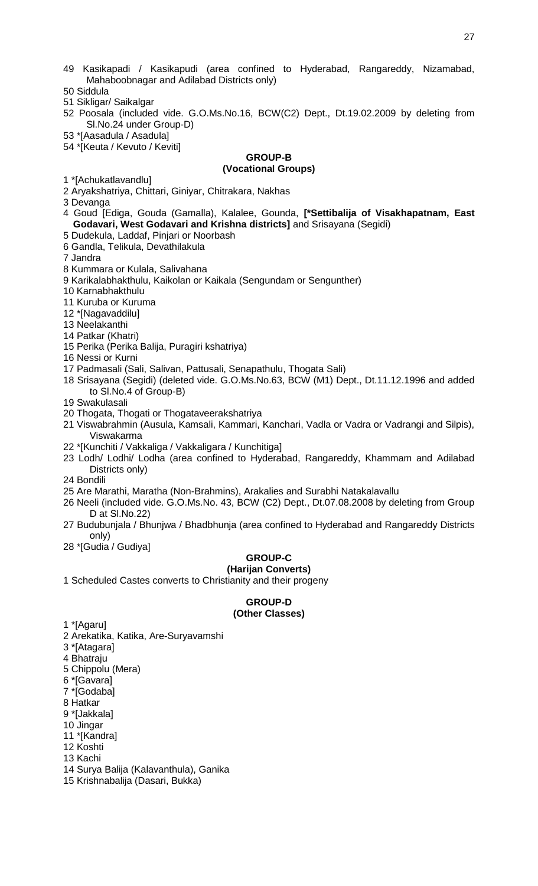49 Kasikapadi / Kasikapudi (area confined to Hyderabad, Rangareddy, Nizamabad, Mahaboobnagar and Adilabad Districts only)

50 Siddula

51 Sikligar/ Saikalgar

52 Poosala (included vide. G.O.Ms.No.16, BCW(C2) Dept., Dt.19.02.2009 by deleting from Sl.No.24 under Group-D)

53 *[Aasadula / Asadula]

54 *[Keuta / Kevuto / Keviti]

## GROUP-B
### (Vocational Groups)

1 *[Achukatlavandlu]

2 Aryakshatriya, Chittari, Giniyar, Chitrakara, Nakhas

3 Devanga

4 Goud [Ediga, Gouda (Gamalla), Kalalee, Gounda, **[*Settibalija of Visakhapatnam, East Godavari, West Godavari and Krishna districts]** and Srisayana (Segidi)

5 Dudekula, Laddaf, Pinjari or Noorbash

6 Gandla, Telikula, Devathilakula

7 Jandra

8 Kummara or Kulala, Salivahana

9 Karikalabhakthulu, Kaikolan or Kaikala (Sengundam or Sengunther)

10 Karnabhakthulu

11 Kuruba or Kuruma

12 *[Nagavaddilu]

13 Neelakanthi

14 Patkar (Khatri)

15 Perika (Perika Balija, Puragiri kshatriya)

16 Nessi or Kurni

17 Padmasali (Sali, Salivan, Pattusali, Senapathulu, Thogata Sali)

18 Srisayana (Segidi) (deleted vide. G.O.Ms.No.63, BCW (M1) Dept., Dt.11.12.1996 and added to Sl.No.4 of Group-B)

19 Swakulasali

20 Thogata, Thogati or Thogataveerakshatriya

21 Viswabrahmin (Ausula, Kamsali, Kammari, Kanchari, Vadla or Vadra or Vadrangi and Silpis), Viswakarma

22 *[Kunchiti / Vakkaliga / Vakkaligara / Kunchitiga]

23 Lodh/ Lodhi/ Lodha (area confined to Hyderabad, Rangareddy, Khammam and Adilabad Districts only)

24 Bondili

25 Are Marathi, Maratha (Non-Brahmins), Arakalies and Surabhi Natakalavallu

26 Neeli (included vide. G.O.Ms.No. 43, BCW (C2) Dept., Dt.07.08.2008 by deleting from Group D at Sl.No.22)

27 Budubunjala / Bhunjwa / Bhadbhunja (area confined to Hyderabad and Rangareddy Districts only)

28 *[Gudia / Gudiya]

## GROUP-C
### (Harijan Converts)

1 Scheduled Castes converts to Christianity and their progeny

## GROUP-D
### (Other Classes)

1 *[Agaru]

2 Arekatika, Katika, Are-Suryavamshi

3 *[Atagara]

4 Bhatraju

5 Chippolu (Mera)

6 *[Gavara]

7 *[Godaba]

8 Hatkar

9 *[Jakkala]

10 Jingar

11 *[Kandra]

12 Koshti

13 Kachi

14 Surya Balija (Kalavanthula), Ganika

15 Krishnabalija (Dasari, Bukka)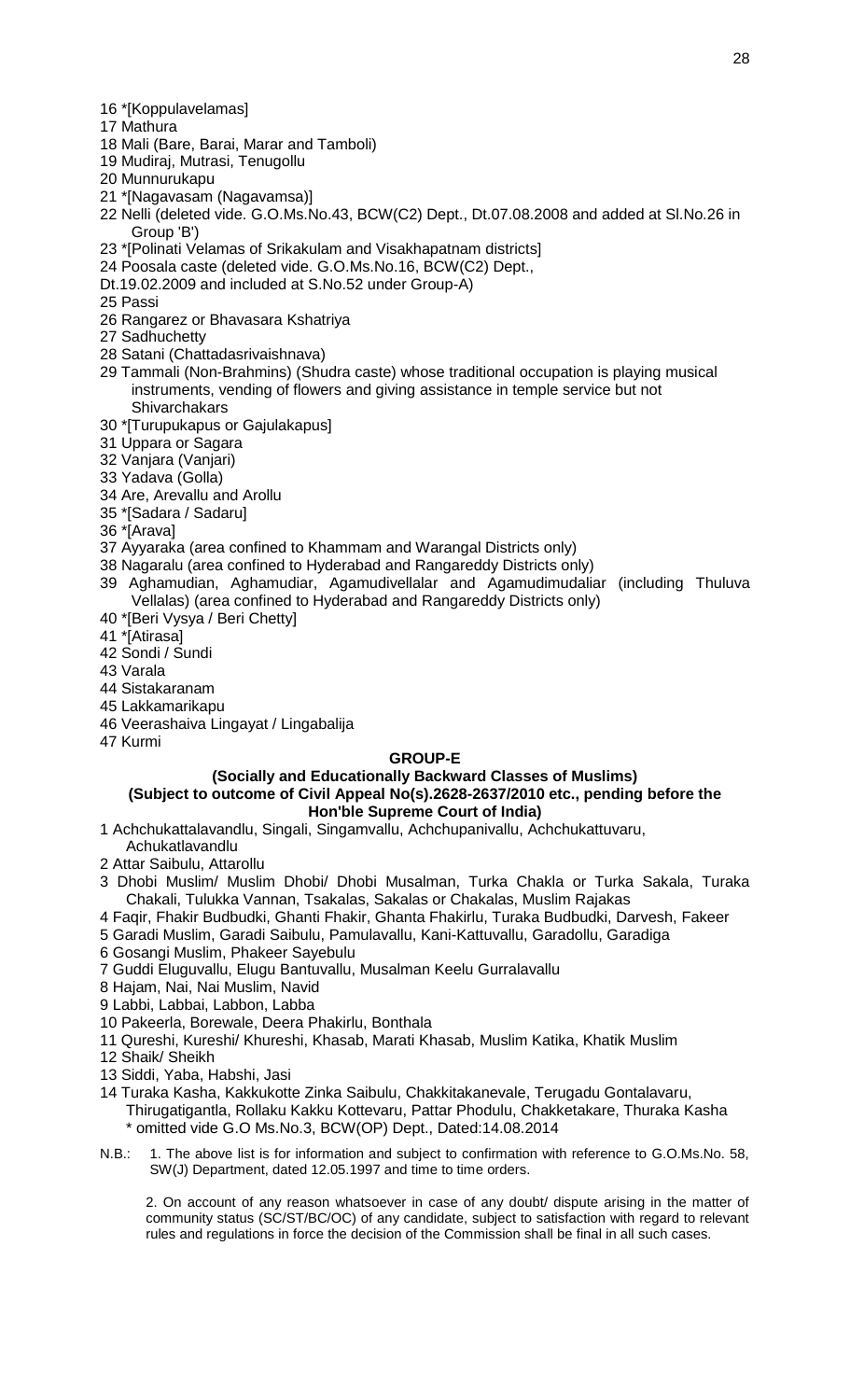16 *[Koppulavelamas]
17 Mathura
18 Mali (Bare, Barai, Marar and Tamboli)
19 Mudiraj, Mutrasi, Tenugollu
20 Munnurukapu
21 *[Nagavasam (Nagavamsa)]
22 Nelli (deleted vide. G.O.Ms.No.43, BCW(C2) Dept., Dt.07.08.2008 and added at Sl.No.26 in Group 'B')
23 *[Polinati Velamas of Srikakulam and Visakhapatnam districts]
24 Poosala caste (deleted vide. G.O.Ms.No.16, BCW(C2) Dept., Dt.19.02.2009 and included at S.No.52 under Group-A)
25 Passi
26 Rangarez or Bhavasara Kshatriya
27 Sadhuchetty
28 Satani (Chattadasrivaishnava)
29 Tammali (Non-Brahmins) (Shudra caste) whose traditional occupation is playing musical instruments, vending of flowers and giving assistance in temple service but not Shivarchakars
30 *[Turupukapus or Gajulakapus]
31 Uppara or Sagara
32 Vanjara (Vanjari)
33 Yadava (Golla)
34 Are, Arevallu and Arollu
35 *[Sadara / Sadaru]
36 *[Arava]
37 Ayyaraka (area confined to Khammam and Warangal Districts only)
38 Nagaralu (area confined to Hyderabad and Rangareddy Districts only)
39 Aghamudian, Aghamudiar, Agamudivellalar and Agamudimudaliar (including Thuluva Vellalas) (area confined to Hyderabad and Rangareddy Districts only)
40 *[Beri Vysya / Beri Chetty]
41 *[Atirasa]
42 Sondi / Sundi
43 Varala
44 Sistakaranam
45 Lakkamarikapu
46 Veerashaiva Lingayat / Lingabalija
47 Kurmi

**GROUP-E**

**(Socially and Educationally Backward Classes of Muslims)**
**(Subject to outcome of Civil Appeal No(s).2628-2637/2010 etc., pending before the Hon'ble Supreme Court of India)**

1 Achchukattalavandlu, Singali, Singamvallu, Achchupanivallu, Achchukattuvaru, Achukatlavandlu
2 Attar Saibulu, Attarollu
3 Dhobi Muslim/ Muslim Dhobi/ Dhobi Musalman, Turka Chakla or Turka Sakala, Turaka Chakali, Tulukka Vannan, Tsakalas, Sakalas or Chakalas, Muslim Rajakas
4 Faqir, Fhakir Budbudki, Ghanti Fhakir, Ghanta Fhakirlu, Turaka Budbudki, Darvesh, Fakeer
5 Garadi Muslim, Garadi Saibulu, Pamulavallu, Kani-Kattuvallu, Garadollu, Garadiga
6 Gosangi Muslim, Phakeer Sayebulu
7 Guddi Eluguvallu, Elugu Bantuvallu, Musalman Keelu Gurralavallu
8 Hajam, Nai, Nai Muslim, Navid
9 Labbi, Labbai, Labbon, Labba
10 Pakeerla, Borewale, Deera Phakirlu, Bonthala
11 Qureshi, Kureshi/ Khureshi, Khasab, Marati Khasab, Muslim Katika, Khatik Muslim
12 Shaik/ Sheikh
13 Siddi, Yaba, Habshi, Jasi
14 Turaka Kasha, Kakkukotte Zinka Saibulu, Chakkitakanevale, Terugadu Gontalavaru, Thirugatigantla, Rollaku Kakku Kottevaru, Pattar Phodulu, Chakketakare, Thuraka Kasha
\* omitted vide G.O Ms.No.3, BCW(OP) Dept., Dated:14.08.2014

N.B.: 1. The above list is for information and subject to confirmation with reference to G.O.Ms.No. 58, SW(J) Department, dated 12.05.1997 and time to time orders.

2. On account of any reason whatsoever in case of any doubt/ dispute arising in the matter of community status (SC/ST/BC/OC) of any candidate, subject to satisfaction with regard to relevant rules and regulations in force the decision of the Commission shall be final in all such cases.